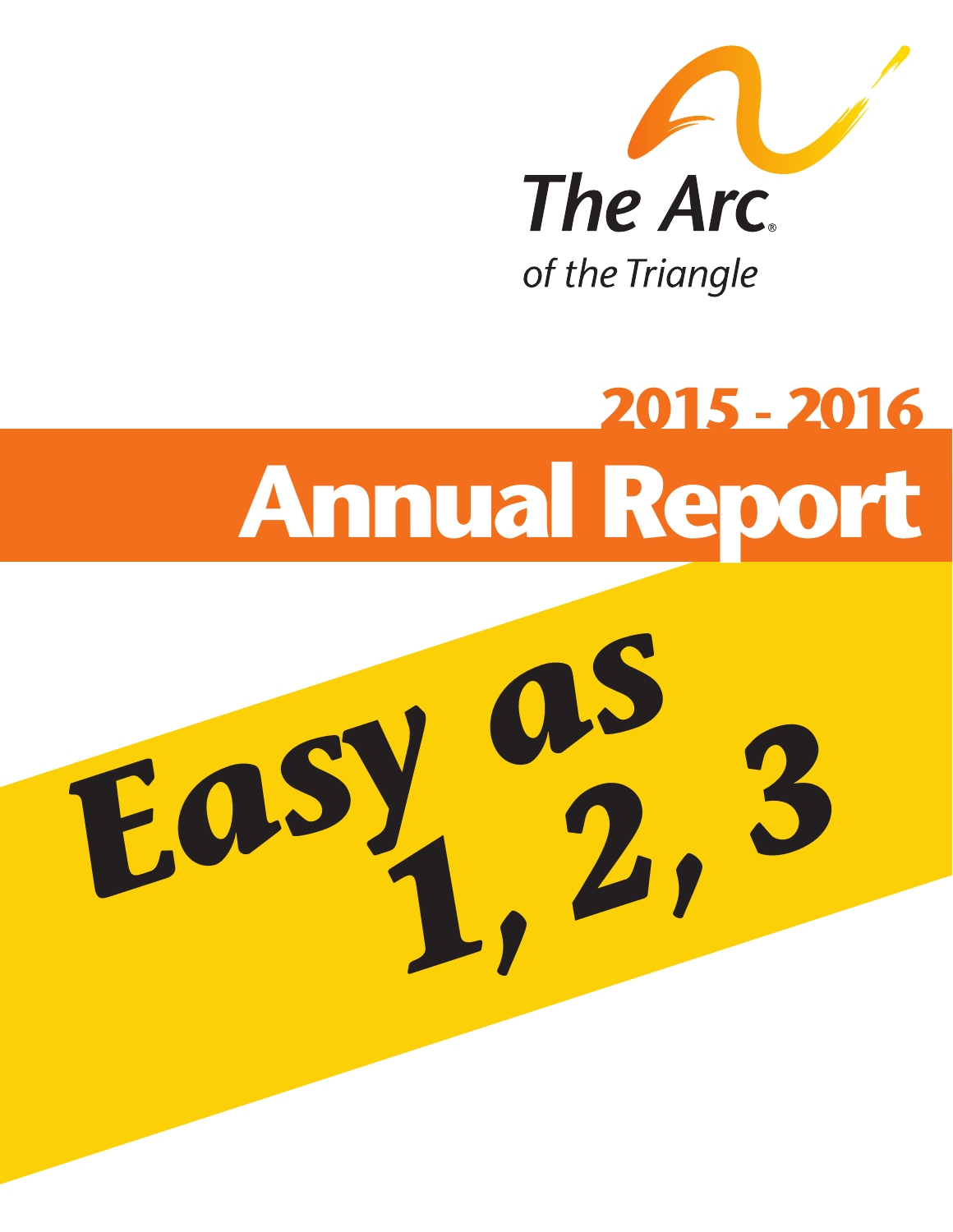The Arc®

of the Triangle

# 2015 - 2016 Annual Report

## Easy as 1, 2, 3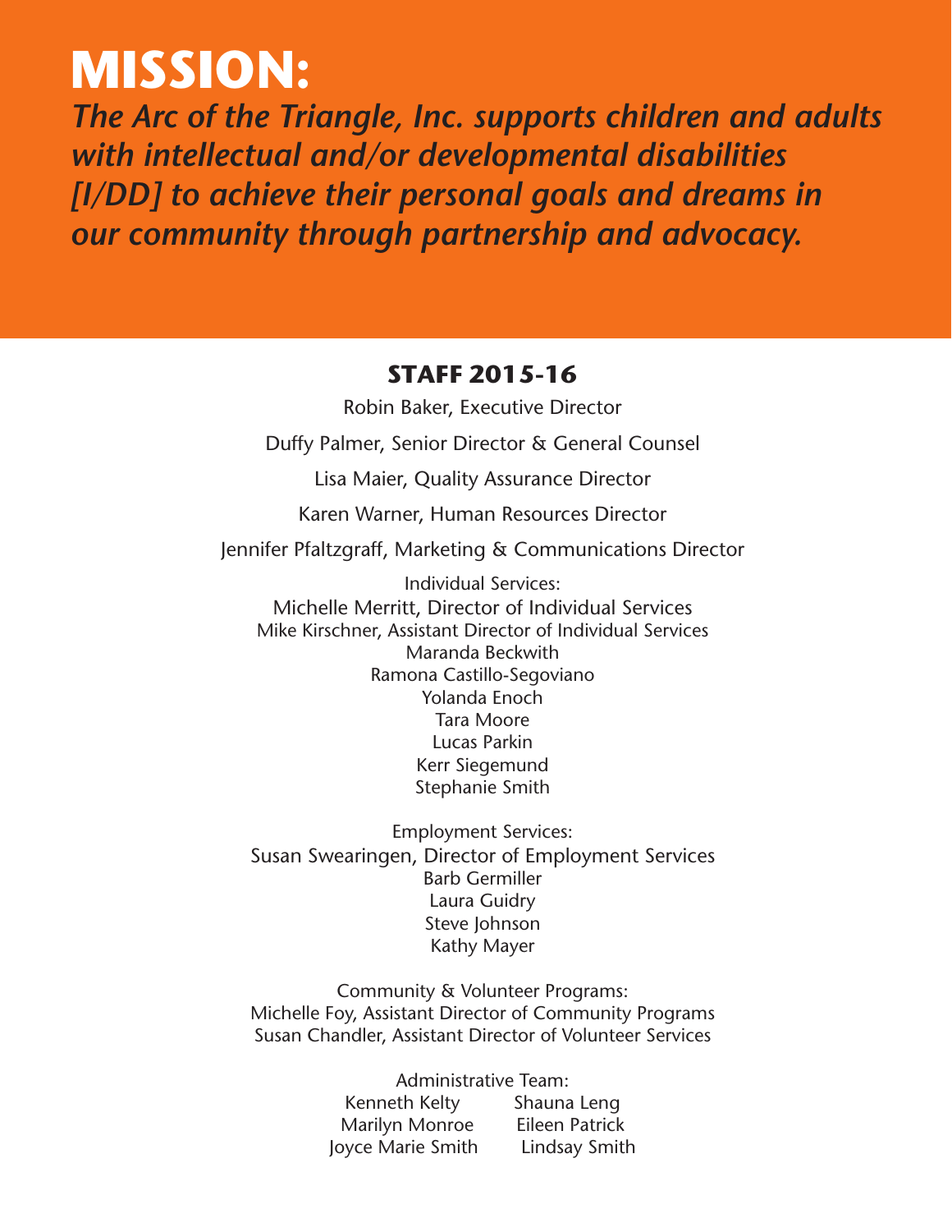# MISSION:

***The Arc of the Triangle, Inc. supports children and adults with intellectual and/or developmental disabilities [I/DD] to achieve their personal goals and dreams in our community through partnership and advocacy.***

## STAFF 2015-16

Robin Baker, Executive Director

Duffy Palmer, Senior Director & General Counsel

Lisa Maier, Quality Assurance Director

Karen Warner, Human Resources Director

Jennifer Pfaltzgraff, Marketing & Communications Director

Individual Services:
Michelle Merritt, Director of Individual Services
Mike Kirschner, Assistant Director of Individual Services
Maranda Beckwith
Ramona Castillo-Segoviano
Yolanda Enoch
Tara Moore
Lucas Parkin
Kerr Siegemund
Stephanie Smith

Employment Services:
Susan Swearingen, Director of Employment Services
Barb Germiller
Laura Guidry
Steve Johnson
Kathy Mayer

Community & Volunteer Programs:
Michelle Foy, Assistant Director of Community Programs
Susan Chandler, Assistant Director of Volunteer Services

Administrative Team:
Kenneth Kelty
Shauna Leng
Marilyn Monroe
Eileen Patrick
Joyce Marie Smith
Lindsay Smith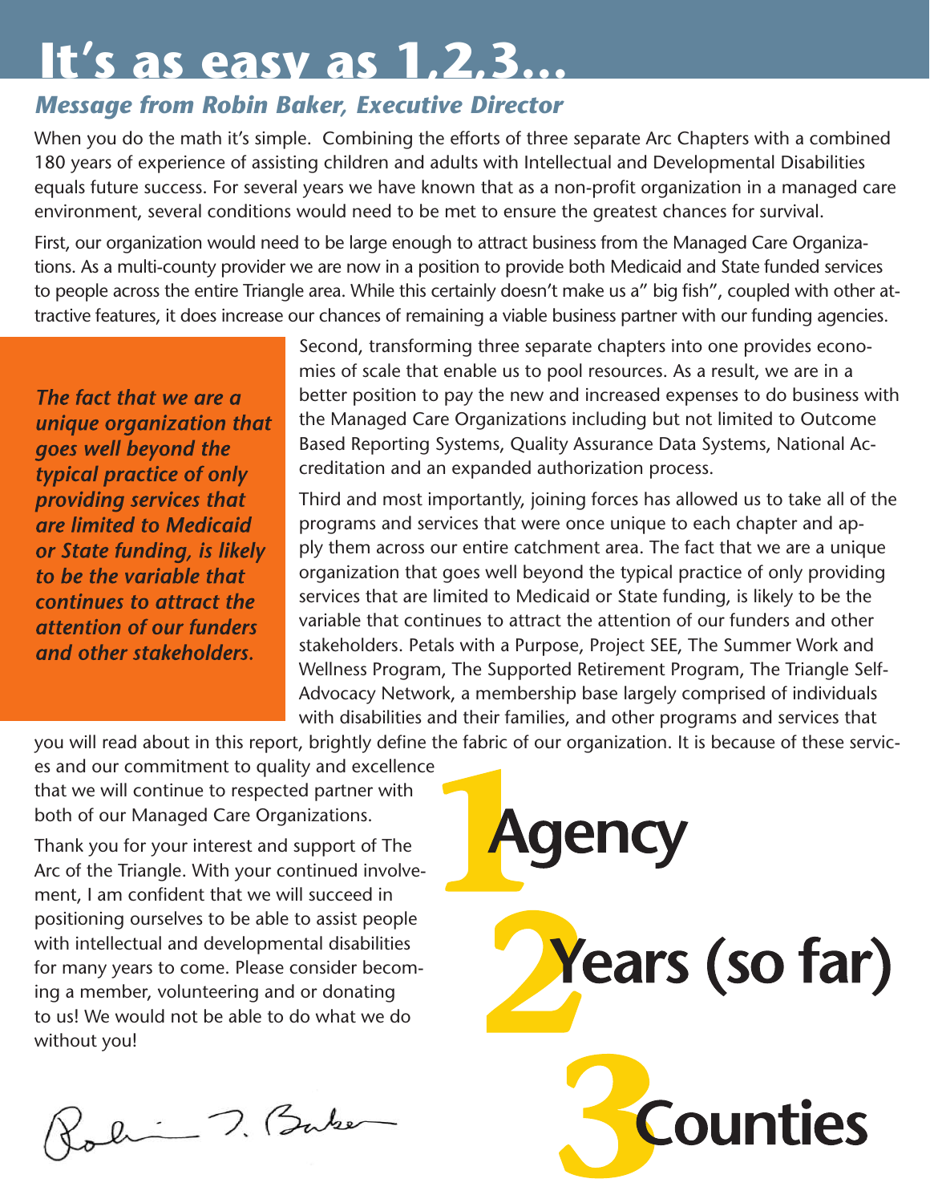# It's as easy as 1,2,3...

### *Message from Robin Baker, Executive Director*

When you do the math it's simple. Combining the efforts of three separate Arc Chapters with a combined 180 years of experience of assisting children and adults with Intellectual and Developmental Disabilities equals future success. For several years we have known that as a non-profit organization in a managed care environment, several conditions would need to be met to ensure the greatest chances for survival.

First, our organization would need to be large enough to attract business from the Managed Care Organizations. As a multi-county provider we are now in a position to provide both Medicaid and State funded services to people across the entire Triangle area. While this certainly doesn't make us a" big fish", coupled with other attractive features, it does increase our chances of remaining a viable business partner with our funding agencies.

***The fact that we are a unique organization that goes well beyond the typical practice of only providing services that are limited to Medicaid or State funding, is likely to be the variable that continues to attract the attention of our funders and other stakeholders.***

Second, transforming three separate chapters into one provides economies of scale that enable us to pool resources. As a result, we are in a better position to pay the new and increased expenses to do business with the Managed Care Organizations including but not limited to Outcome Based Reporting Systems, Quality Assurance Data Systems, National Accreditation and an expanded authorization process.

Third and most importantly, joining forces has allowed us to take all of the programs and services that were once unique to each chapter and apply them across our entire catchment area. The fact that we are a unique organization that goes well beyond the typical practice of only providing services that are limited to Medicaid or State funding, is likely to be the variable that continues to attract the attention of our funders and other stakeholders. Petals with a Purpose, Project SEE, The Summer Work and Wellness Program, The Supported Retirement Program, The Triangle Self-Advocacy Network, a membership base largely comprised of individuals with disabilities and their families, and other programs and services that you will read about in this report, brightly define the fabric of our organization. It is because of these services and our commitment to quality and excellence that we will continue to respected partner with both of our Managed Care Organizations.

Thank you for your interest and support of The Arc of the Triangle. With your continued involvement, I am confident that we will succeed in positioning ourselves to be able to assist people with intellectual and developmental disabilities for many years to come. Please consider becoming a member, volunteering and or donating to us! We would not be able to do what we do without you!

Robin T. Baker

**1 Agency**

**2 Years (so far)**

**3 Counties**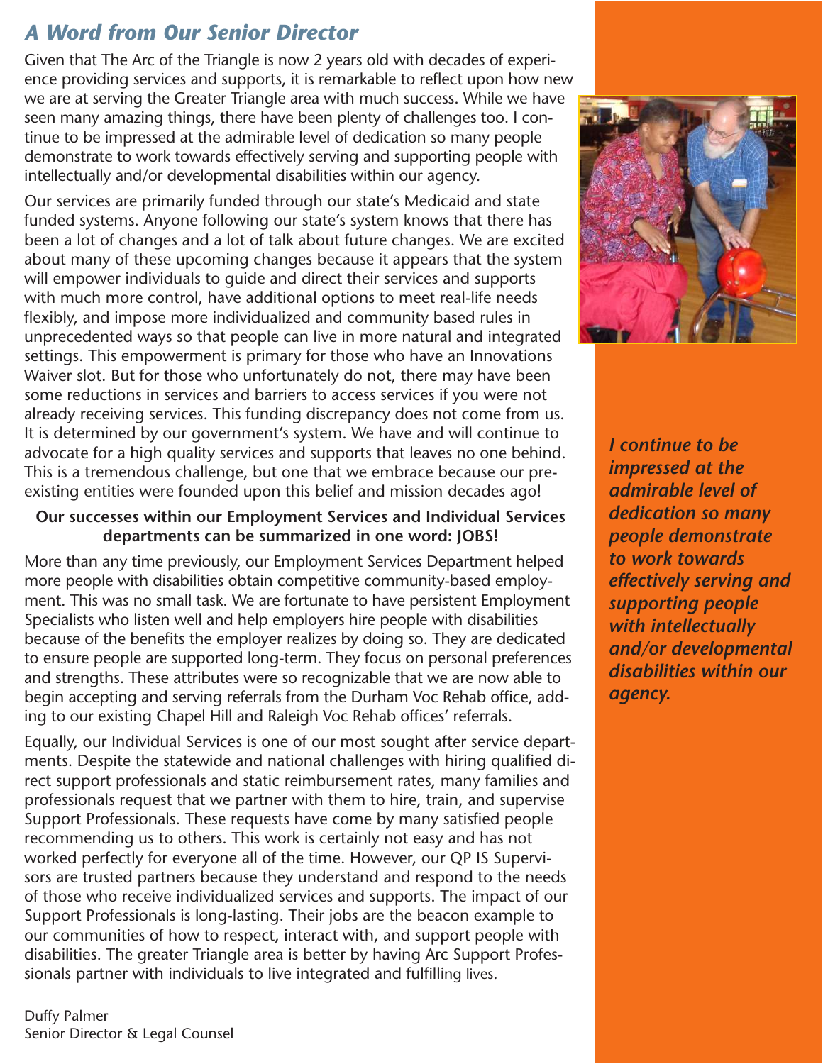## *A Word from Our Senior Director*

Given that The Arc of the Triangle is now 2 years old with decades of experience providing services and supports, it is remarkable to reflect upon how new we are at serving the Greater Triangle area with much success. While we have seen many amazing things, there have been plenty of challenges too. I continue to be impressed at the admirable level of dedication so many people demonstrate to work towards effectively serving and supporting people with intellectually and/or developmental disabilities within our agency.

Our services are primarily funded through our state's Medicaid and state funded systems. Anyone following our state's system knows that there has been a lot of changes and a lot of talk about future changes. We are excited about many of these upcoming changes because it appears that the system will empower individuals to guide and direct their services and supports with much more control, have additional options to meet real-life needs flexibly, and impose more individualized and community based rules in unprecedented ways so that people can live in more natural and integrated settings. This empowerment is primary for those who have an Innovations Waiver slot. But for those who unfortunately do not, there may have been some reductions in services and barriers to access services if you were not already receiving services. This funding discrepancy does not come from us. It is determined by our government's system. We have and will continue to advocate for a high quality services and supports that leaves no one behind. This is a tremendous challenge, but one that we embrace because our pre-existing entities were founded upon this belief and mission decades ago!

***I continue to be impressed at the admirable level of dedication so many people demonstrate to work towards effectively serving and supporting people with intellectually and/or developmental disabilities within our agency.***

**Our successes within our Employment Services and Individual Services departments can be summarized in one word: JOBS!**

More than any time previously, our Employment Services Department helped more people with disabilities obtain competitive community-based employment. This was no small task. We are fortunate to have persistent Employment Specialists who listen well and help employers hire people with disabilities because of the benefits the employer realizes by doing so. They are dedicated to ensure people are supported long-term. They focus on personal preferences and strengths. These attributes were so recognizable that we are now able to begin accepting and serving referrals from the Durham Voc Rehab office, adding to our existing Chapel Hill and Raleigh Voc Rehab offices' referrals.

Equally, our Individual Services is one of our most sought after service departments. Despite the statewide and national challenges with hiring qualified direct support professionals and static reimbursement rates, many families and professionals request that we partner with them to hire, train, and supervise Support Professionals. These requests have come by many satisfied people recommending us to others. This work is certainly not easy and has not worked perfectly for everyone all of the time. However, our QP IS Supervisors are trusted partners because they understand and respond to the needs of those who receive individualized services and supports. The impact of our Support Professionals is long-lasting. Their jobs are the beacon example to our communities of how to respect, interact with, and support people with disabilities. The greater Triangle area is better by having Arc Support Professionals partner with individuals to live integrated and fulfilling lives.

Duffy Palmer
Senior Director & Legal Counsel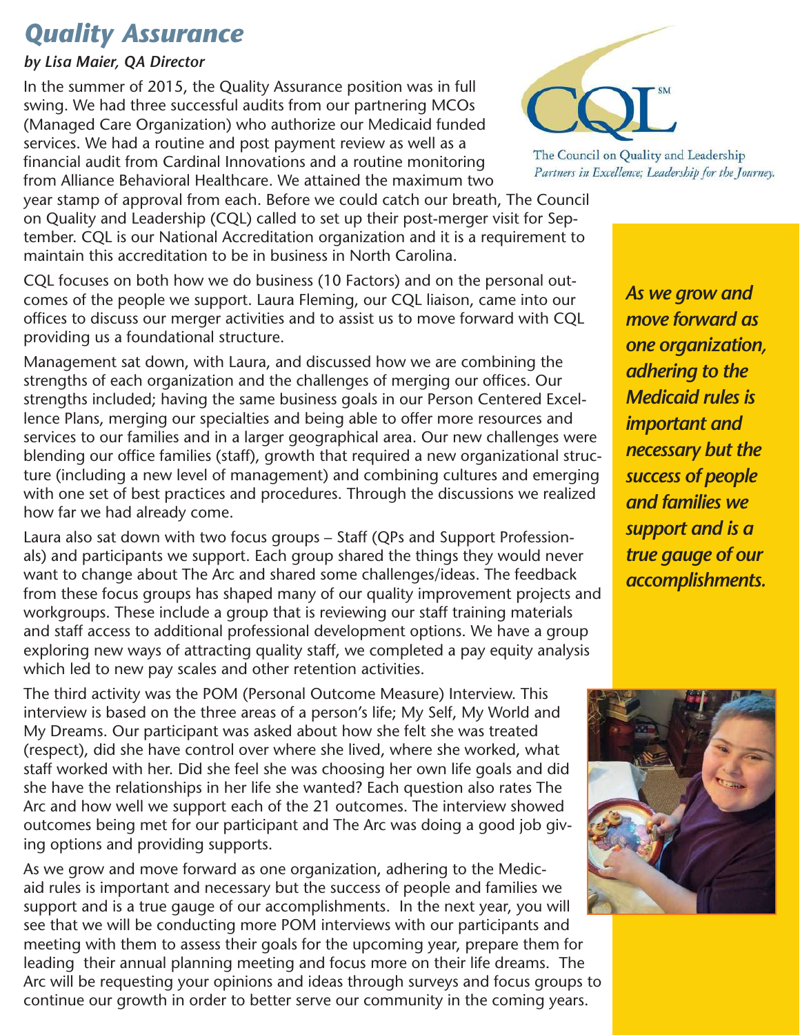# Quality Assurance

***by Lisa Maier, QA Director***

In the summer of 2015, the Quality Assurance position was in full swing. We had three successful audits from our partnering MCOs (Managed Care Organization) who authorize our Medicaid funded services. We had a routine and post payment review as well as a financial audit from Cardinal Innovations and a routine monitoring from Alliance Behavioral Healthcare. We attained the maximum two year stamp of approval from each. Before we could catch our breath, The Council on Quality and Leadership (CQL) called to set up their post-merger visit for September. CQL is our National Accreditation organization and it is a requirement to maintain this accreditation to be in business in North Carolina.

CQL

The Council on Quality and Leadership
*Partners in Excellence; Leadership for the Journey.*

CQL focuses on both how we do business (10 Factors) and on the personal outcomes of the people we support. Laura Fleming, our CQL liaison, came into our offices to discuss our merger activities and to assist us to move forward with CQL providing us a foundational structure.

Management sat down, with Laura, and discussed how we are combining the strengths of each organization and the challenges of merging our offices. Our strengths included; having the same business goals in our Person Centered Excellence Plans, merging our specialties and being able to offer more resources and services to our families and in a larger geographical area. Our new challenges were blending our office families (staff), growth that required a new organizational structure (including a new level of management) and combining cultures and emerging with one set of best practices and procedures. Through the discussions we realized how far we had already come.

Laura also sat down with two focus groups – Staff (QPs and Support Professionals) and participants we support. Each group shared the things they would never want to change about The Arc and shared some challenges/ideas. The feedback from these focus groups has shaped many of our quality improvement projects and workgroups. These include a group that is reviewing our staff training materials and staff access to additional professional development options. We have a group exploring new ways of attracting quality staff, we completed a pay equity analysis which led to new pay scales and other retention activities.

The third activity was the POM (Personal Outcome Measure) Interview. This interview is based on the three areas of a person's life; My Self, My World and My Dreams. Our participant was asked about how she felt she was treated (respect), did she have control over where she lived, where she worked, what staff worked with her. Did she feel she was choosing her own life goals and did she have the relationships in her life she wanted? Each question also rates The Arc and how well we support each of the 21 outcomes. The interview showed outcomes being met for our participant and The Arc was doing a good job giving options and providing supports.

As we grow and move forward as one organization, adhering to the Medicaid rules is important and necessary but the success of people and families we support and is a true gauge of our accomplishments. In the next year, you will see that we will be conducting more POM interviews with our participants and meeting with them to assess their goals for the upcoming year, prepare them for leading their annual planning meeting and focus more on their life dreams. The Arc will be requesting your opinions and ideas through surveys and focus groups to continue our growth in order to better serve our community in the coming years.

***As we grow and move forward as one organization, adhering to the Medicaid rules is important and necessary but the success of people and families we support and is a true gauge of our accomplishments.***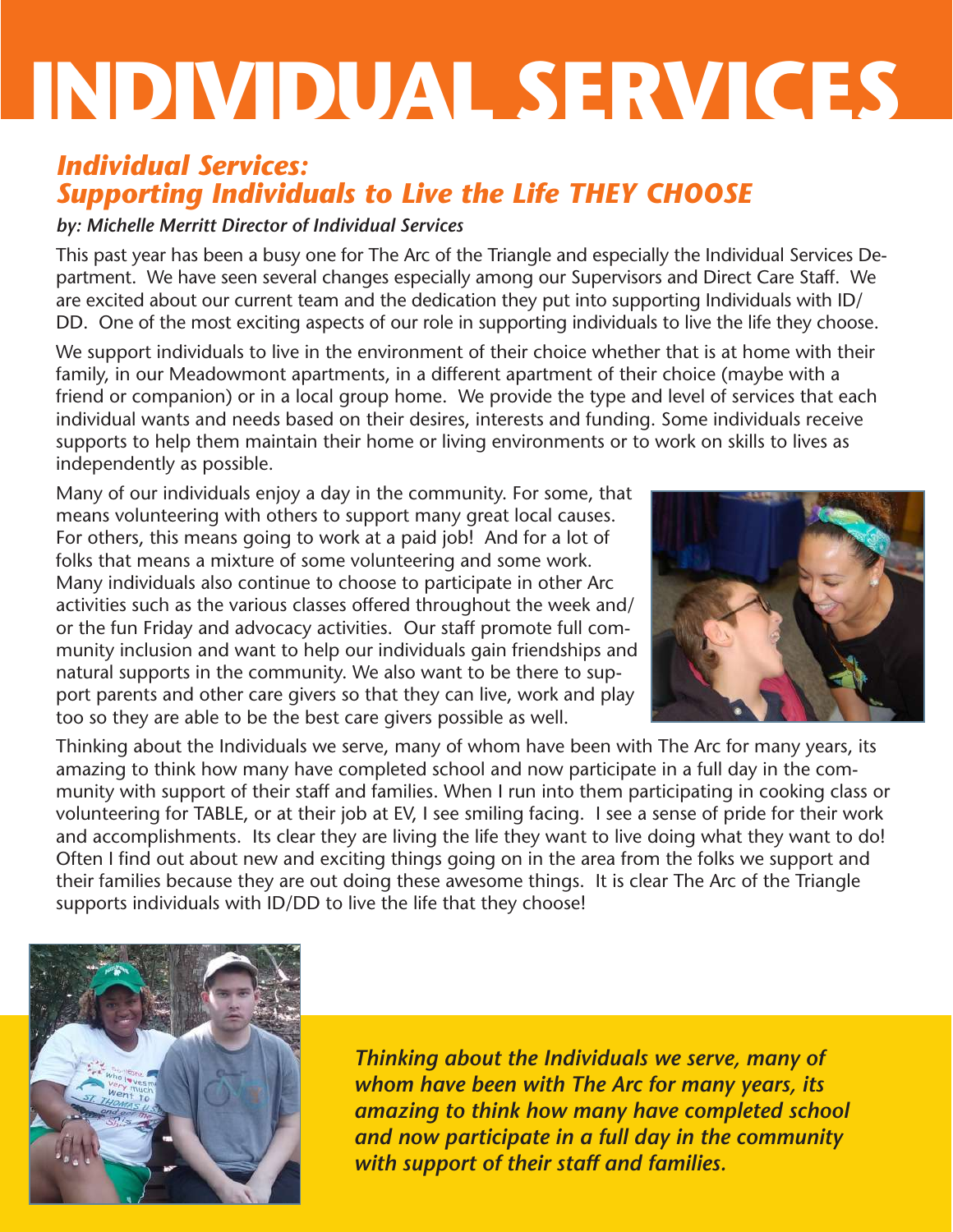# INDIVIDUAL SERVICES

## *Individual Services: Supporting Individuals to Live the Life THEY CHOOSE*

***by: Michelle Merritt Director of Individual Services***

This past year has been a busy one for The Arc of the Triangle and especially the Individual Services Department. We have seen several changes especially among our Supervisors and Direct Care Staff. We are excited about our current team and the dedication they put into supporting Individuals with ID/DD. One of the most exciting aspects of our role in supporting individuals to live the life they choose.

We support individuals to live in the environment of their choice whether that is at home with their family, in our Meadowmont apartments, in a different apartment of their choice (maybe with a friend or companion) or in a local group home. We provide the type and level of services that each individual wants and needs based on their desires, interests and funding. Some individuals receive supports to help them maintain their home or living environments or to work on skills to lives as independently as possible.

Many of our individuals enjoy a day in the community. For some, that means volunteering with others to support many great local causes. For others, this means going to work at a paid job! And for a lot of folks that means a mixture of some volunteering and some work. Many individuals also continue to choose to participate in other Arc activities such as the various classes offered throughout the week and/or the fun Friday and advocacy activities. Our staff promote full community inclusion and want to help our individuals gain friendships and natural supports in the community. We also want to be there to support parents and other care givers so that they can live, work and play too so they are able to be the best care givers possible as well.

Thinking about the Individuals we serve, many of whom have been with The Arc for many years, its amazing to think how many have completed school and now participate in a full day in the community with support of their staff and families. When I run into them participating in cooking class or volunteering for TABLE, or at their job at EV, I see smiling facing. I see a sense of pride for their work and accomplishments. Its clear they are living the life they want to live doing what they want to do! Often I find out about new and exciting things going on in the area from the folks we support and their families because they are out doing these awesome things. It is clear The Arc of the Triangle supports individuals with ID/DD to live the life that they choose!

***Thinking about the Individuals we serve, many of whom have been with The Arc for many years, its amazing to think how many have completed school and now participate in a full day in the community with support of their staff and families.***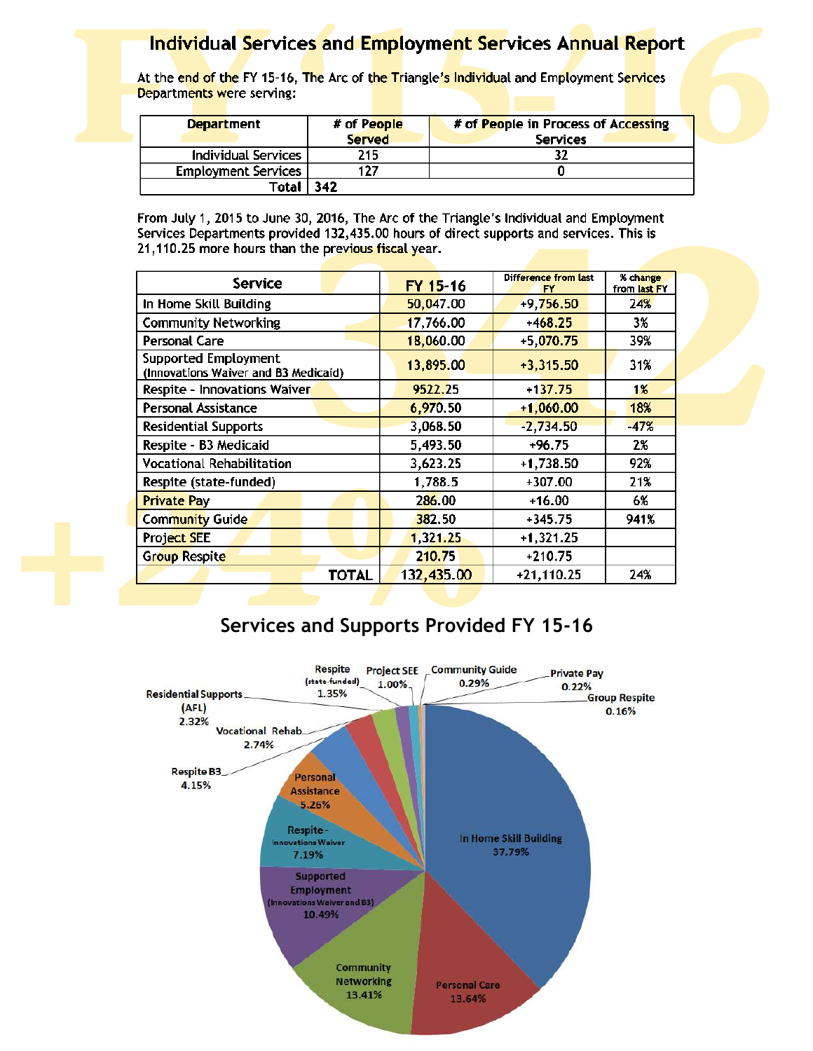# Individual Services and Employment Services Annual Report

At the end of the FY 15-16, The Arc of the Triangle's Individual and Employment Services Departments were serving:

| Department | # of People Served | # of People in Process of Accessing Services |
|---|---|---|
| Individual Services | 215 | 32 |
| Employment Services | 127 | 0 |
| Total | 342 | |

From July 1, 2015 to June 30, 2016, The Arc of the Triangle's Individual and Employment Services Departments provided 132,435.00 hours of direct supports and services. This is 21,110.25 more hours than the previous fiscal year.

| Service | FY 15-16 | Difference from last FY | % change from last FY |
|---|---|---|---|
| In Home Skill Building | 50,047.00 | +9,756.50 | 24% |
| Community Networking | 17,766.00 | +468.25 | 3% |
| Personal Care | 18,060.00 | +5,070.75 | 39% |
| Supported Employment (Innovations Waiver and B3 Medicaid) | 13,895.00 | +3,315.50 | 31% |
| Respite - Innovations Waiver | 9522.25 | +137.75 | 1% |
| Personal Assistance | 6,970.50 | +1,060.00 | 18% |
| Residential Supports | 3,068.50 | -2,734.50 | -47% |
| Respite - B3 Medicaid | 5,493.50 | +96.75 | 2% |
| Vocational Rehabilitation | 3,623.25 | +1,738.50 | 92% |
| Respite (state-funded) | 1,788.5 | +307.00 | 21% |
| Private Pay | 286.00 | +16.00 | 6% |
| Community Guide | 382.50 | +345.75 | 941% |
| Project SEE | 1,321.25 | +1,321.25 | |
| Group Respite | 210.75 | +210.75 | |
| TOTAL | 132,435.00 | +21,110.25 | 24% |

## Services and Supports Provided FY 15-16

- In Home Skill Building 37.79%
- Personal Care 13.64%
- Community Networking 13.41%
- Supported Employment (Innovations Waiver and B3) 10.49%
- Respite - Innovations Waiver 7.19%
- Personal Assistance 5.26%
- Respite B3 4.15%
- Vocational Rehab 2.74%
- Residential Supports (AFL) 2.32%
- Respite (state-funded) 1.35%
- Project SEE 1.00%
- Community Guide 0.29%
- Private Pay 0.22%
- Group Respite 0.16%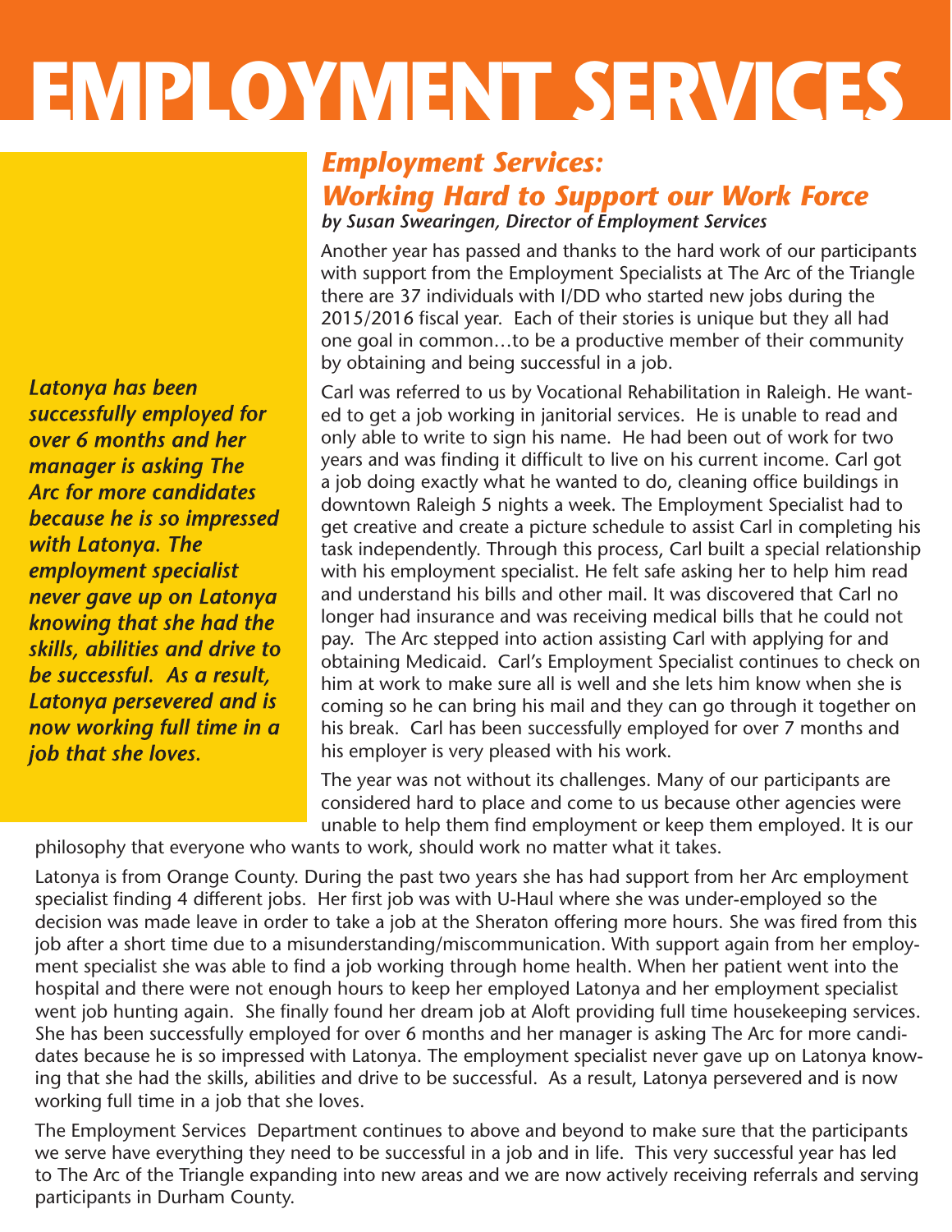# EMPLOYMENT SERVICES

## *Employment Services: Working Hard to Support our Work Force*

***by Susan Swearingen, Director of Employment Services***

Another year has passed and thanks to the hard work of our participants with support from the Employment Specialists at The Arc of the Triangle there are 37 individuals with I/DD who started new jobs during the 2015/2016 fiscal year. Each of their stories is unique but they all had one goal in common…to be a productive member of their community by obtaining and being successful in a job.

Carl was referred to us by Vocational Rehabilitation in Raleigh. He wanted to get a job working in janitorial services. He is unable to read and only able to write to sign his name. He had been out of work for two years and was finding it difficult to live on his current income. Carl got a job doing exactly what he wanted to do, cleaning office buildings in downtown Raleigh 5 nights a week. The Employment Specialist had to get creative and create a picture schedule to assist Carl in completing his task independently. Through this process, Carl built a special relationship with his employment specialist. He felt safe asking her to help him read and understand his bills and other mail. It was discovered that Carl no longer had insurance and was receiving medical bills that he could not pay. The Arc stepped into action assisting Carl with applying for and obtaining Medicaid. Carl's Employment Specialist continues to check on him at work to make sure all is well and she lets him know when she is coming so he can bring his mail and they can go through it together on his break. Carl has been successfully employed for over 7 months and his employer is very pleased with his work.

The year was not without its challenges. Many of our participants are considered hard to place and come to us because other agencies were unable to help them find employment or keep them employed. It is our philosophy that everyone who wants to work, should work no matter what it takes.

***Latonya has been successfully employed for over 6 months and her manager is asking The Arc for more candidates because he is so impressed with Latonya. The employment specialist never gave up on Latonya knowing that she had the skills, abilities and drive to be successful. As a result, Latonya persevered and is now working full time in a job that she loves.***

Latonya is from Orange County. During the past two years she has had support from her Arc employment specialist finding 4 different jobs. Her first job was with U-Haul where she was under-employed so the decision was made leave in order to take a job at the Sheraton offering more hours. She was fired from this job after a short time due to a misunderstanding/miscommunication. With support again from her employment specialist she was able to find a job working through home health. When her patient went into the hospital and there were not enough hours to keep her employed Latonya and her employment specialist went job hunting again. She finally found her dream job at Aloft providing full time housekeeping services. She has been successfully employed for over 6 months and her manager is asking The Arc for more candidates because he is so impressed with Latonya. The employment specialist never gave up on Latonya knowing that she had the skills, abilities and drive to be successful. As a result, Latonya persevered and is now working full time in a job that she loves.

The Employment Services Department continues to above and beyond to make sure that the participants we serve have everything they need to be successful in a job and in life. This very successful year has led to The Arc of the Triangle expanding into new areas and we are now actively receiving referrals and serving participants in Durham County.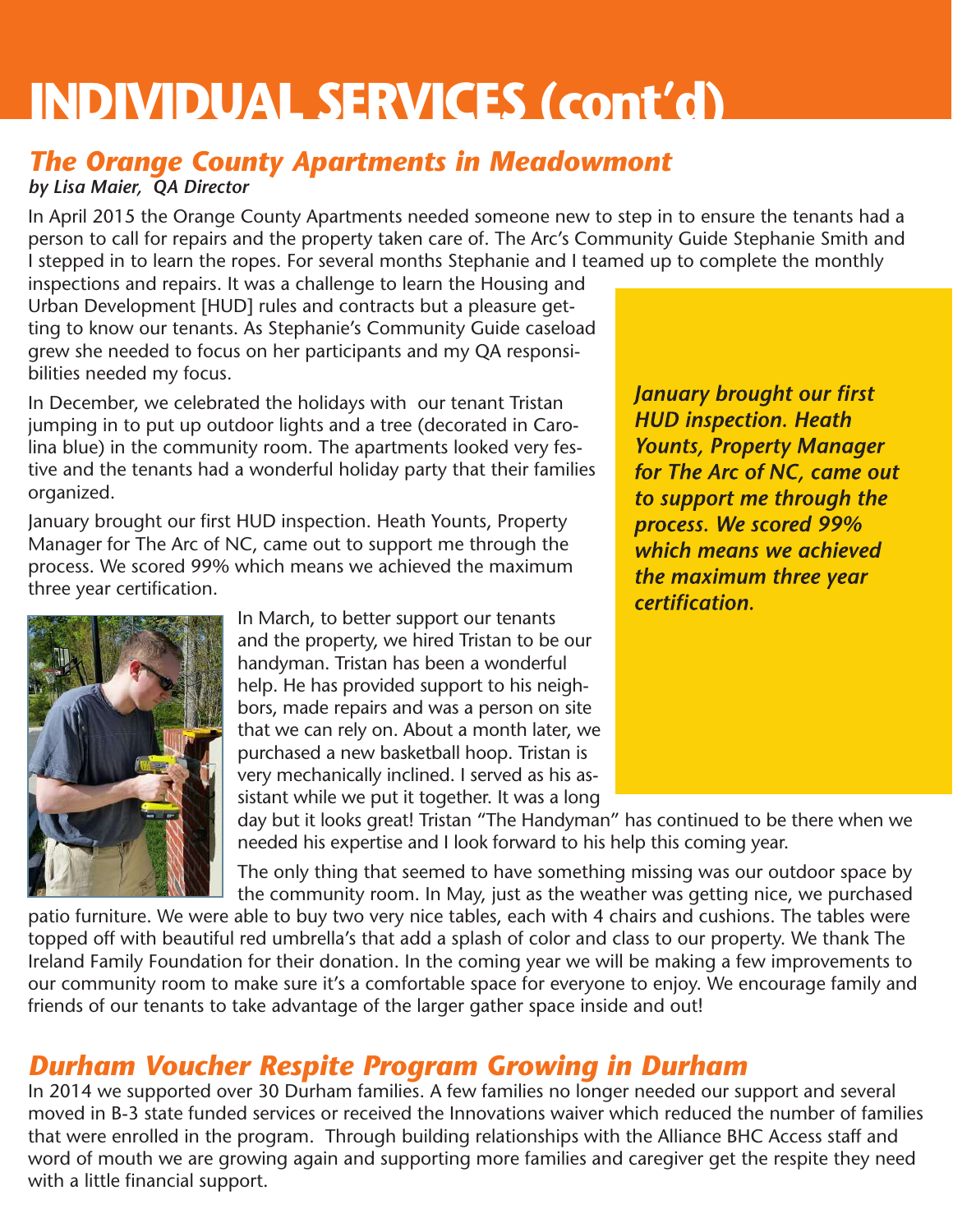# INDIVIDUAL SERVICES (cont'd)

## *The Orange County Apartments in Meadowmont*

***by Lisa Maier, QA Director***

In April 2015 the Orange County Apartments needed someone new to step in to ensure the tenants had a person to call for repairs and the property taken care of. The Arc's Community Guide Stephanie Smith and I stepped in to learn the ropes. For several months Stephanie and I teamed up to complete the monthly inspections and repairs. It was a challenge to learn the Housing and Urban Development [HUD] rules and contracts but a pleasure getting to know our tenants. As Stephanie's Community Guide caseload grew she needed to focus on her participants and my QA responsibilities needed my focus.

In December, we celebrated the holidays with our tenant Tristan jumping in to put up outdoor lights and a tree (decorated in Carolina blue) in the community room. The apartments looked very festive and the tenants had a wonderful holiday party that their families organized.

January brought our first HUD inspection. Heath Younts, Property Manager for The Arc of NC, came out to support me through the process. We scored 99% which means we achieved the maximum three year certification.

***January brought our first HUD inspection. Heath Younts, Property Manager for The Arc of NC, came out to support me through the process. We scored 99% which means we achieved the maximum three year certification.***

In March, to better support our tenants and the property, we hired Tristan to be our handyman. Tristan has been a wonderful help. He has provided support to his neighbors, made repairs and was a person on site that we can rely on. About a month later, we purchased a new basketball hoop. Tristan is very mechanically inclined. I served as his assistant while we put it together. It was a long day but it looks great! Tristan "The Handyman" has continued to be there when we needed his expertise and I look forward to his help this coming year.

The only thing that seemed to have something missing was our outdoor space by the community room. In May, just as the weather was getting nice, we purchased patio furniture. We were able to buy two very nice tables, each with 4 chairs and cushions. The tables were topped off with beautiful red umbrella's that add a splash of color and class to our property. We thank The Ireland Family Foundation for their donation. In the coming year we will be making a few improvements to our community room to make sure it's a comfortable space for everyone to enjoy. We encourage family and friends of our tenants to take advantage of the larger gather space inside and out!

## *Durham Voucher Respite Program Growing in Durham*

In 2014 we supported over 30 Durham families. A few families no longer needed our support and several moved in B-3 state funded services or received the Innovations waiver which reduced the number of families that were enrolled in the program. Through building relationships with the Alliance BHC Access staff and word of mouth we are growing again and supporting more families and caregiver get the respite they need with a little financial support.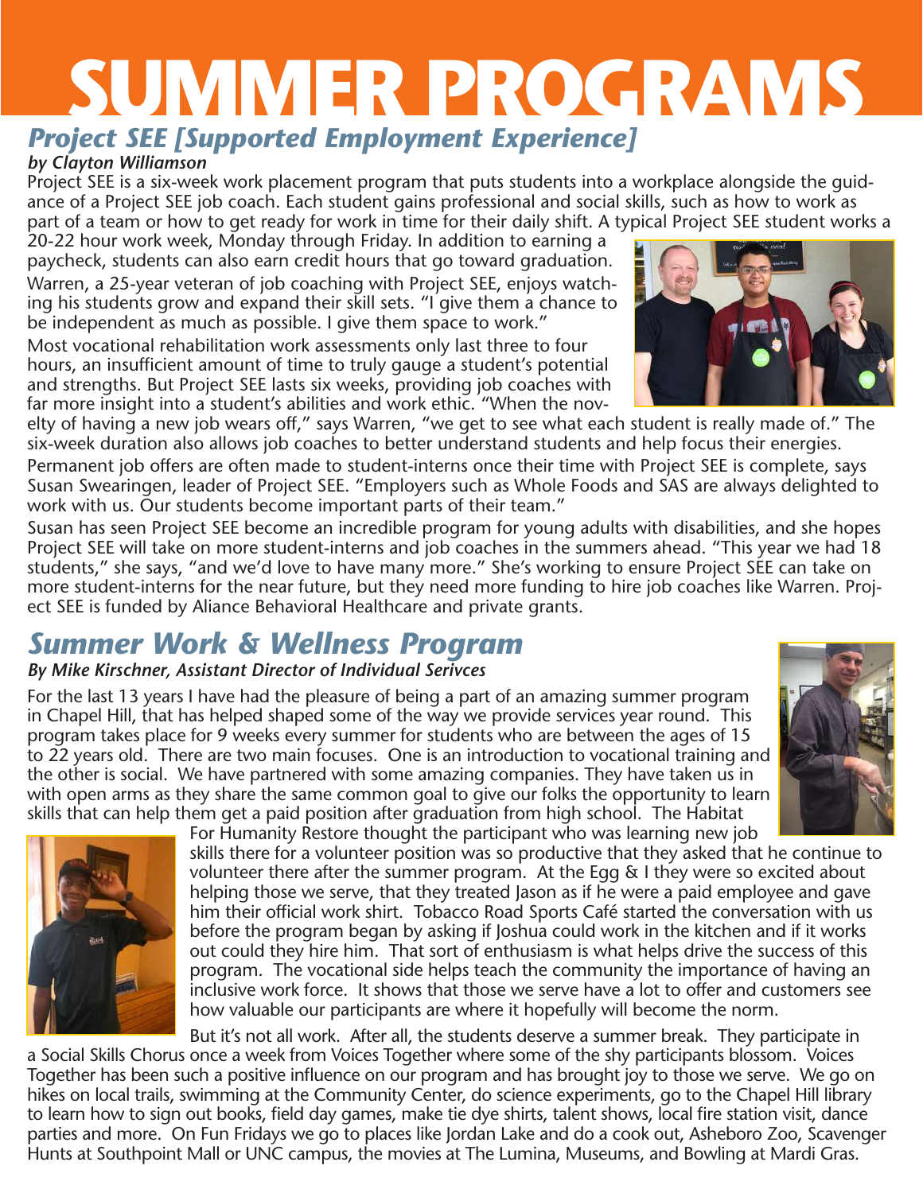# SUMMER PROGRAMS

## *Project SEE [Supported Employment Experience]*

***by Clayton Williamson***

Project SEE is a six-week work placement program that puts students into a workplace alongside the guidance of a Project SEE job coach. Each student gains professional and social skills, such as how to work as part of a team or how to get ready for work in time for their daily shift. A typical Project SEE student works a 20-22 hour work week, Monday through Friday. In addition to earning a paycheck, students can also earn credit hours that go toward graduation.

Warren, a 25-year veteran of job coaching with Project SEE, enjoys watching his students grow and expand their skill sets. "I give them a chance to be independent as much as possible. I give them space to work."

Most vocational rehabilitation work assessments only last three to four hours, an insufficient amount of time to truly gauge a student's potential and strengths. But Project SEE lasts six weeks, providing job coaches with far more insight into a student's abilities and work ethic. "When the novelty of having a new job wears off," says Warren, "we get to see what each student is really made of." The six-week duration also allows job coaches to better understand students and help focus their energies.

Permanent job offers are often made to student-interns once their time with Project SEE is complete, says Susan Swearingen, leader of Project SEE. "Employers such as Whole Foods and SAS are always delighted to work with us. Our students become important parts of their team."

Susan has seen Project SEE become an incredible program for young adults with disabilities, and she hopes Project SEE will take on more student-interns and job coaches in the summers ahead. "This year we had 18 students," she says, "and we'd love to have many more." She's working to ensure Project SEE can take on more student-interns for the near future, but they need more funding to hire job coaches like Warren. Project SEE is funded by Aliance Behavioral Healthcare and private grants.

## *Summer Work & Wellness Program*

***By Mike Kirschner, Assistant Director of Individual Serivces***

For the last 13 years I have had the pleasure of being a part of an amazing summer program in Chapel Hill, that has helped shaped some of the way we provide services year round. This program takes place for 9 weeks every summer for students who are between the ages of 15 to 22 years old. There are two main focuses. One is an introduction to vocational training and the other is social. We have partnered with some amazing companies. They have taken us in with open arms as they share the same common goal to give our folks the opportunity to learn skills that can help them get a paid position after graduation from high school. The Habitat For Humanity Restore thought the participant who was learning new job skills there for a volunteer position was so productive that they asked that he continue to volunteer there after the summer program. At the Egg & I they were so excited about helping those we serve, that they treated Jason as if he were a paid employee and gave him their official work shirt. Tobacco Road Sports Café started the conversation with us before the program began by asking if Joshua could work in the kitchen and if it works out could they hire him. That sort of enthusiasm is what helps drive the success of this program. The vocational side helps teach the community the importance of having an inclusive work force. It shows that those we serve have a lot to offer and customers see how valuable our participants are where it hopefully will become the norm.

But it's not all work. After all, the students deserve a summer break. They participate in a Social Skills Chorus once a week from Voices Together where some of the shy participants blossom. Voices Together has been such a positive influence on our program and has brought joy to those we serve. We go on hikes on local trails, swimming at the Community Center, do science experiments, go to the Chapel Hill library to learn how to sign out books, field day games, make tie dye shirts, talent shows, local fire station visit, dance parties and more. On Fun Fridays we go to places like Jordan Lake and do a cook out, Asheboro Zoo, Scavenger Hunts at Southpoint Mall or UNC campus, the movies at The Lumina, Museums, and Bowling at Mardi Gras.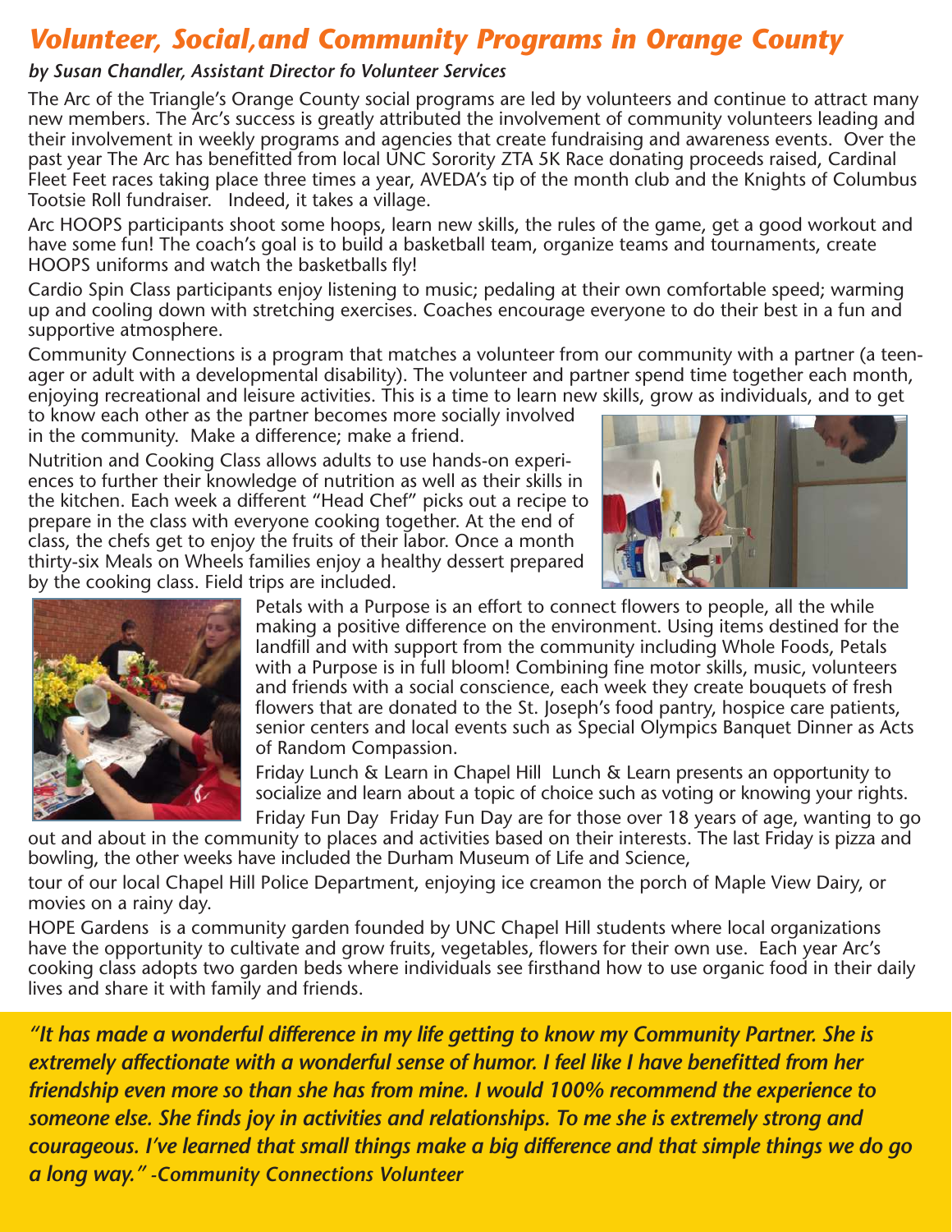# *Volunteer, Social,and Community Programs in Orange County*

***by Susan Chandler, Assistant Director fo Volunteer Services***

The Arc of the Triangle's Orange County social programs are led by volunteers and continue to attract many new members. The Arc's success is greatly attributed the involvement of community volunteers leading and their involvement in weekly programs and agencies that create fundraising and awareness events. Over the past year The Arc has benefitted from local UNC Sorority ZTA 5K Race donating proceeds raised, Cardinal Fleet Feet races taking place three times a year, AVEDA's tip of the month club and the Knights of Columbus Tootsie Roll fundraiser. Indeed, it takes a village.

Arc HOOPS participants shoot some hoops, learn new skills, the rules of the game, get a good workout and have some fun! The coach's goal is to build a basketball team, organize teams and tournaments, create HOOPS uniforms and watch the basketballs fly!

Cardio Spin Class participants enjoy listening to music; pedaling at their own comfortable speed; warming up and cooling down with stretching exercises. Coaches encourage everyone to do their best in a fun and supportive atmosphere.

Community Connections is a program that matches a volunteer from our community with a partner (a teen-ager or adult with a developmental disability). The volunteer and partner spend time together each month, enjoying recreational and leisure activities. This is a time to learn new skills, grow as individuals, and to get to know each other as the partner becomes more socially involved in the community. Make a difference; make a friend.

Nutrition and Cooking Class allows adults to use hands-on experiences to further their knowledge of nutrition as well as their skills in the kitchen. Each week a different "Head Chef" picks out a recipe to prepare in the class with everyone cooking together. At the end of class, the chefs get to enjoy the fruits of their labor. Once a month thirty-six Meals on Wheels families enjoy a healthy dessert prepared by the cooking class. Field trips are included.

Petals with a Purpose is an effort to connect flowers to people, all the while making a positive difference on the environment. Using items destined for the landfill and with support from the community including Whole Foods, Petals with a Purpose is in full bloom! Combining fine motor skills, music, volunteers and friends with a social conscience, each week they create bouquets of fresh flowers that are donated to the St. Joseph's food pantry, hospice care patients, senior centers and local events such as Special Olympics Banquet Dinner as Acts of Random Compassion.

Friday Lunch & Learn in Chapel Hill Lunch & Learn presents an opportunity to socialize and learn about a topic of choice such as voting or knowing your rights.

Friday Fun Day Friday Fun Day are for those over 18 years of age, wanting to go out and about in the community to places and activities based on their interests. The last Friday is pizza and bowling, the other weeks have included the Durham Museum of Life and Science,

tour of our local Chapel Hill Police Department, enjoying ice creamon the porch of Maple View Dairy, or movies on a rainy day.

HOPE Gardens is a community garden founded by UNC Chapel Hill students where local organizations have the opportunity to cultivate and grow fruits, vegetables, flowers for their own use. Each year Arc's cooking class adopts two garden beds where individuals see firsthand how to use organic food in their daily lives and share it with family and friends.

***"It has made a wonderful difference in my life getting to know my Community Partner. She is extremely affectionate with a wonderful sense of humor. I feel like I have benefitted from her friendship even more so than she has from mine. I would 100% recommend the experience to someone else. She finds joy in activities and relationships. To me she is extremely strong and courageous. I've learned that small things make a big difference and that simple things we do go a long way." -Community Connections Volunteer***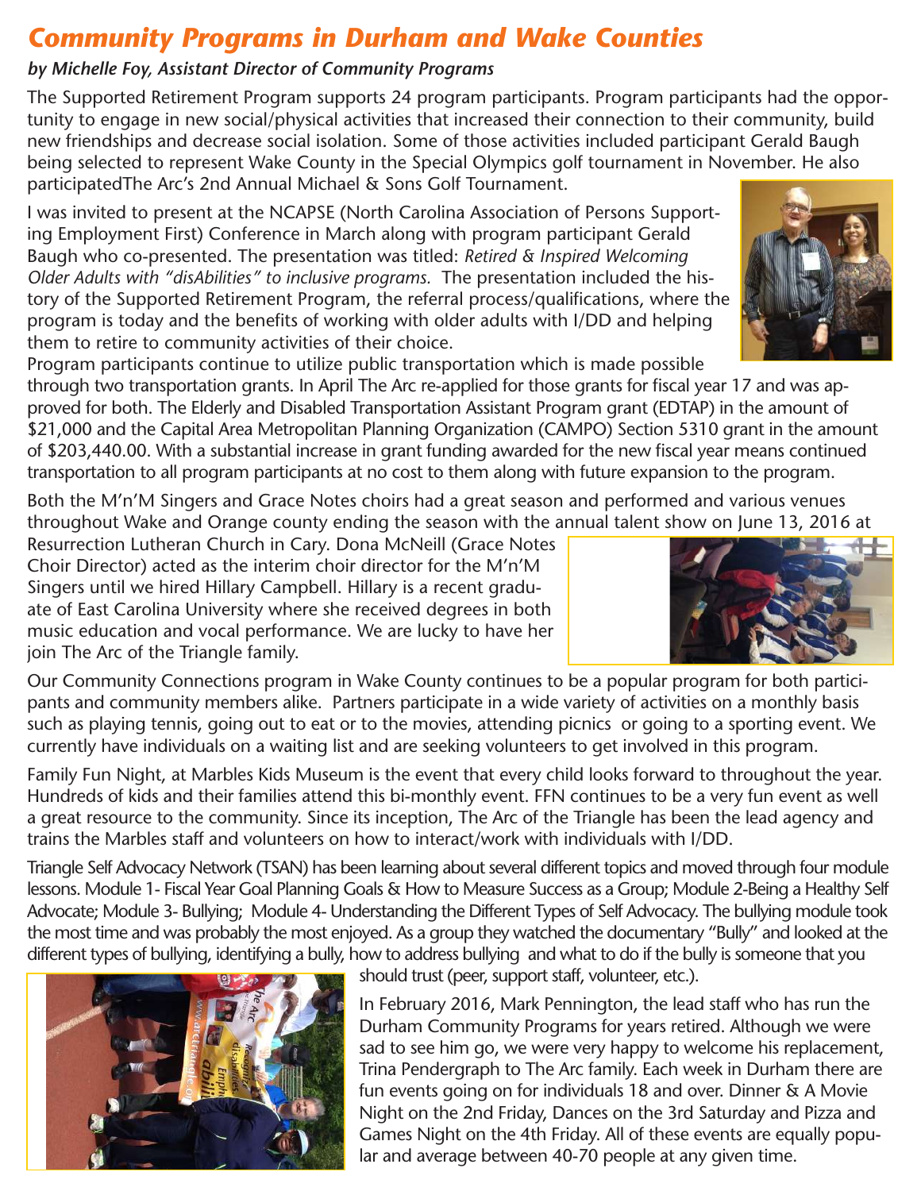# Community Programs in Durham and Wake Counties

***by Michelle Foy, Assistant Director of Community Programs***

The Supported Retirement Program supports 24 program participants. Program participants had the opportunity to engage in new social/physical activities that increased their connection to their community, build new friendships and decrease social isolation. Some of those activities included participant Gerald Baugh being selected to represent Wake County in the Special Olympics golf tournament in November. He also participatedThe Arc's 2nd Annual Michael & Sons Golf Tournament.

I was invited to present at the NCAPSE (North Carolina Association of Persons Supporting Employment First) Conference in March along with program participant Gerald Baugh who co-presented. The presentation was titled: *Retired & Inspired Welcoming Older Adults with "disAbilities" to inclusive programs.* The presentation included the history of the Supported Retirement Program, the referral process/qualifications, where the program is today and the benefits of working with older adults with I/DD and helping them to retire to community activities of their choice.

Program participants continue to utilize public transportation which is made possible through two transportation grants. In April The Arc re-applied for those grants for fiscal year 17 and was approved for both. The Elderly and Disabled Transportation Assistant Program grant (EDTAP) in the amount of $21,000 and the Capital Area Metropolitan Planning Organization (CAMPO) Section 5310 grant in the amount of $203,440.00. With a substantial increase in grant funding awarded for the new fiscal year means continued transportation to all program participants at no cost to them along with future expansion to the program.

Both the M'n'M Singers and Grace Notes choirs had a great season and performed and various venues throughout Wake and Orange county ending the season with the annual talent show on June 13, 2016 at Resurrection Lutheran Church in Cary. Dona McNeill (Grace Notes Choir Director) acted as the interim choir director for the M'n'M Singers until we hired Hillary Campbell. Hillary is a recent graduate of East Carolina University where she received degrees in both music education and vocal performance. We are lucky to have her join The Arc of the Triangle family.

Our Community Connections program in Wake County continues to be a popular program for both participants and community members alike. Partners participate in a wide variety of activities on a monthly basis such as playing tennis, going out to eat or to the movies, attending picnics or going to a sporting event. We currently have individuals on a waiting list and are seeking volunteers to get involved in this program.

Family Fun Night, at Marbles Kids Museum is the event that every child looks forward to throughout the year. Hundreds of kids and their families attend this bi-monthly event. FFN continues to be a very fun event as well a great resource to the community. Since its inception, The Arc of the Triangle has been the lead agency and trains the Marbles staff and volunteers on how to interact/work with individuals with I/DD.

Triangle Self Advocacy Network (TSAN) has been learning about several different topics and moved through four module lessons. Module 1- Fiscal Year Goal Planning Goals & How to Measure Success as a Group; Module 2-Being a Healthy Self Advocate; Module 3- Bullying; Module 4- Understanding the Different Types of Self Advocacy. The bullying module took the most time and was probably the most enjoyed. As a group they watched the documentary "Bully" and looked at the different types of bullying, identifying a bully, how to address bullying and what to do if the bully is someone that you should trust (peer, support staff, volunteer, etc.).

In February 2016, Mark Pennington, the lead staff who has run the Durham Community Programs for years retired. Although we were sad to see him go, we were very happy to welcome his replacement, Trina Pendergraph to The Arc family. Each week in Durham there are fun events going on for individuals 18 and over. Dinner & A Movie Night on the 2nd Friday, Dances on the 3rd Saturday and Pizza and Games Night on the 4th Friday. All of these events are equally popular and average between 40-70 people at any given time.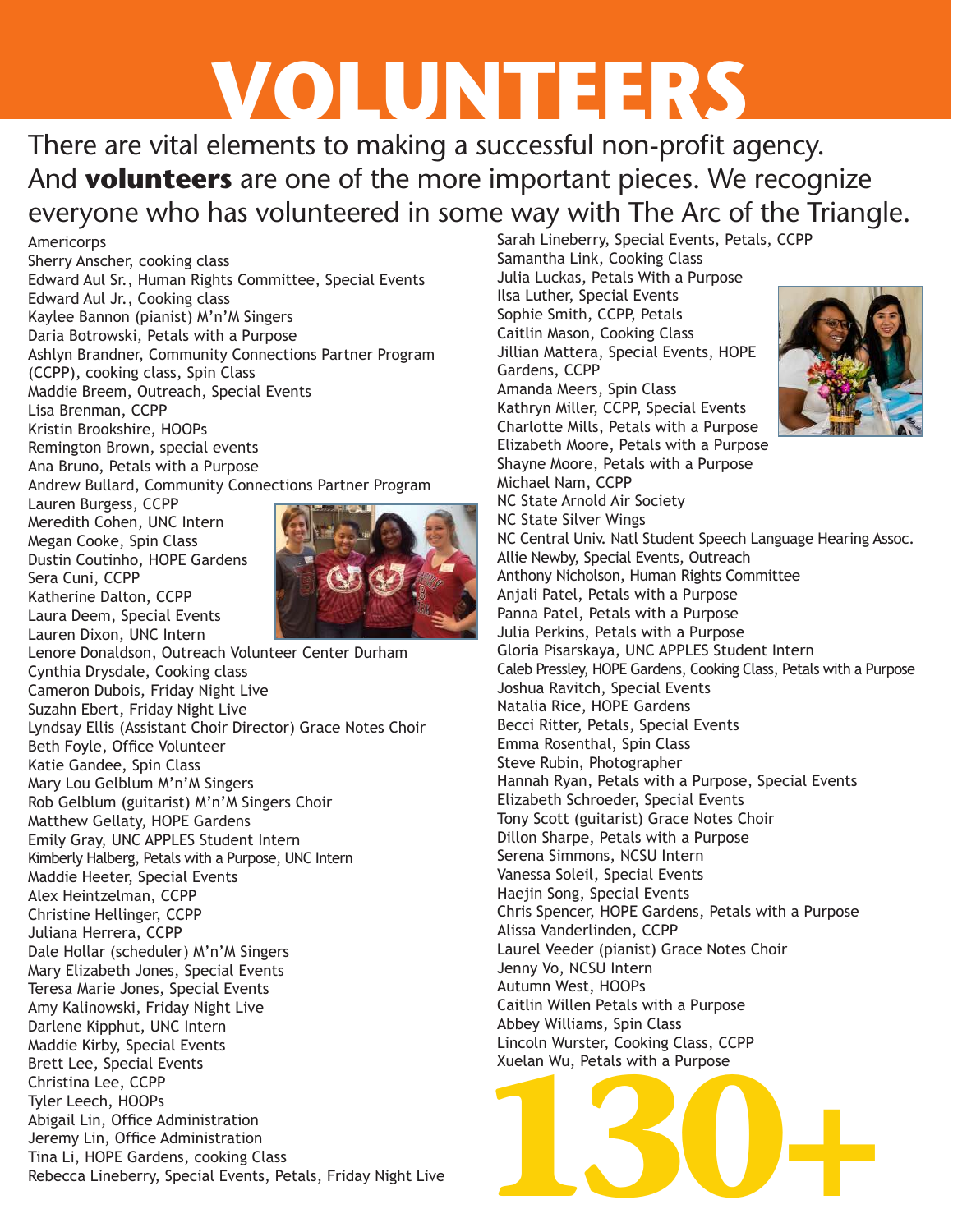# VOLUNTEERS

There are vital elements to making a successful non-profit agency. And **volunteers** are one of the more important pieces. We recognize everyone who has volunteered in some way with The Arc of the Triangle.

Americorps
Sherry Anscher, cooking class
Edward Aul Sr., Human Rights Committee, Special Events
Edward Aul Jr., Cooking class
Kaylee Bannon (pianist) M'n'M Singers
Daria Botrowski, Petals with a Purpose
Ashlyn Brandner, Community Connections Partner Program (CCPP), cooking class, Spin Class
Maddie Breem, Outreach, Special Events
Lisa Brenman, CCPP
Kristin Brookshire, HOOPs
Remington Brown, special events
Ana Bruno, Petals with a Purpose
Andrew Bullard, Community Connections Partner Program
Lauren Burgess, CCPP
Meredith Cohen, UNC Intern
Megan Cooke, Spin Class
Dustin Coutinho, HOPE Gardens
Sera Cuni, CCPP
Katherine Dalton, CCPP
Laura Deem, Special Events
Lauren Dixon, UNC Intern
Lenore Donaldson, Outreach Volunteer Center Durham
Cynthia Drysdale, Cooking class
Cameron Dubois, Friday Night Live
Suzahn Ebert, Friday Night Live
Lyndsay Ellis (Assistant Choir Director) Grace Notes Choir
Beth Foyle, Office Volunteer
Katie Gandee, Spin Class
Mary Lou Gelblum M'n'M Singers
Rob Gelblum (guitarist) M'n'M Singers Choir
Matthew Gellaty, HOPE Gardens
Emily Gray, UNC APPLES Student Intern
Kimberly Halberg, Petals with a Purpose, UNC Intern
Maddie Heeter, Special Events
Alex Heintzelman, CCPP
Christine Hellinger, CCPP
Juliana Herrera, CCPP
Dale Hollar (scheduler) M'n'M Singers
Mary Elizabeth Jones, Special Events
Teresa Marie Jones, Special Events
Amy Kalinowski, Friday Night Live
Darlene Kipphut, UNC Intern
Maddie Kirby, Special Events
Brett Lee, Special Events
Christina Lee, CCPP
Tyler Leech, HOOPs
Abigail Lin, Office Administration
Jeremy Lin, Office Administration
Tina Li, HOPE Gardens, cooking Class
Rebecca Lineberry, Special Events, Petals, Friday Night Live
Sarah Lineberry, Special Events, Petals, CCPP
Samantha Link, Cooking Class
Julia Luckas, Petals With a Purpose
Ilsa Luther, Special Events
Sophie Smith, CCPP, Petals
Caitlin Mason, Cooking Class
Jillian Mattera, Special Events, HOPE Gardens, CCPP
Amanda Meers, Spin Class
Kathryn Miller, CCPP, Special Events
Charlotte Mills, Petals with a Purpose
Elizabeth Moore, Petals with a Purpose
Shayne Moore, Petals with a Purpose
Michael Nam, CCPP
NC State Arnold Air Society
NC State Silver Wings
NC Central Univ. Natl Student Speech Language Hearing Assoc.
Allie Newby, Special Events, Outreach
Anthony Nicholson, Human Rights Committee
Anjali Patel, Petals with a Purpose
Panna Patel, Petals with a Purpose
Julia Perkins, Petals with a Purpose
Gloria Pisarskaya, UNC APPLES Student Intern
Caleb Pressley, HOPE Gardens, Cooking Class, Petals with a Purpose
Joshua Ravitch, Special Events
Natalia Rice, HOPE Gardens
Becci Ritter, Petals, Special Events
Emma Rosenthal, Spin Class
Steve Rubin, Photographer
Hannah Ryan, Petals with a Purpose, Special Events
Elizabeth Schroeder, Special Events
Tony Scott (guitarist) Grace Notes Choir
Dillon Sharpe, Petals with a Purpose
Serena Simmons, NCSU Intern
Vanessa Soleil, Special Events
Haejin Song, Special Events
Chris Spencer, HOPE Gardens, Petals with a Purpose
Alissa Vanderlinden, CCPP
Laurel Veeder (pianist) Grace Notes Choir
Jenny Vo, NCSU Intern
Autumn West, HOOPs
Caitlin Willen Petals with a Purpose
Abbey Williams, Spin Class
Lincoln Wurster, Cooking Class, CCPP
Xuelan Wu, Petals with a Purpose

**130+**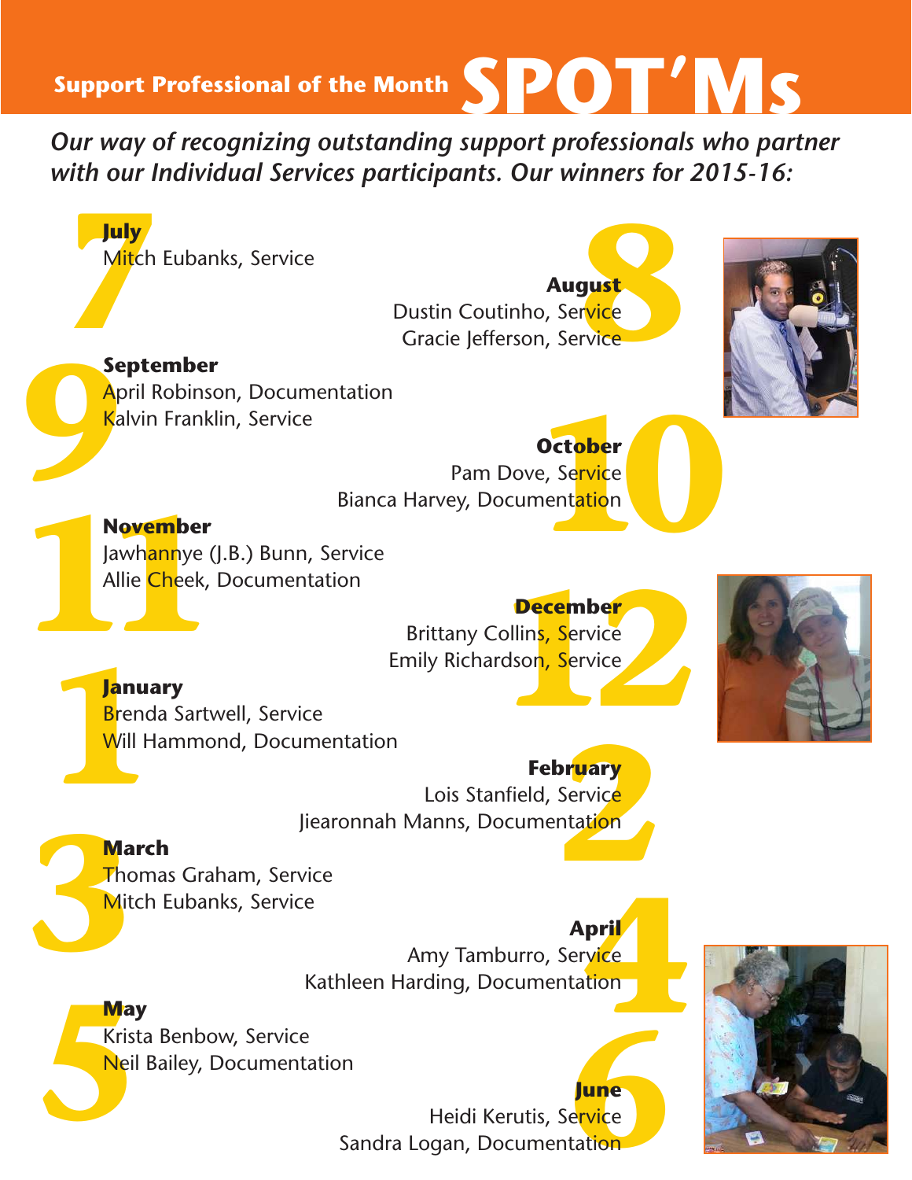# Support Professional of the Month SPOT'Ms

***Our way of recognizing outstanding support professionals who partner with our Individual Services participants. Our winners for 2015-16:***

**July**
Mitch Eubanks, Service

**August**
Dustin Coutinho, Service
Gracie Jefferson, Service

**September**
April Robinson, Documentation
Kalvin Franklin, Service

**October**
Pam Dove, Service
Bianca Harvey, Documentation

**November**
Jawhannye (J.B.) Bunn, Service
Allie Cheek, Documentation

**December**
Brittany Collins, Service
Emily Richardson, Service

**January**
Brenda Sartwell, Service
Will Hammond, Documentation

**February**
Lois Stanfield, Service
Jiearonnah Manns, Documentation

**March**
Thomas Graham, Service
Mitch Eubanks, Service

**April**
Amy Tamburro, Service
Kathleen Harding, Documentation

**May**
Krista Benbow, Service
Neil Bailey, Documentation

**June**
Heidi Kerutis, Service
Sandra Logan, Documentation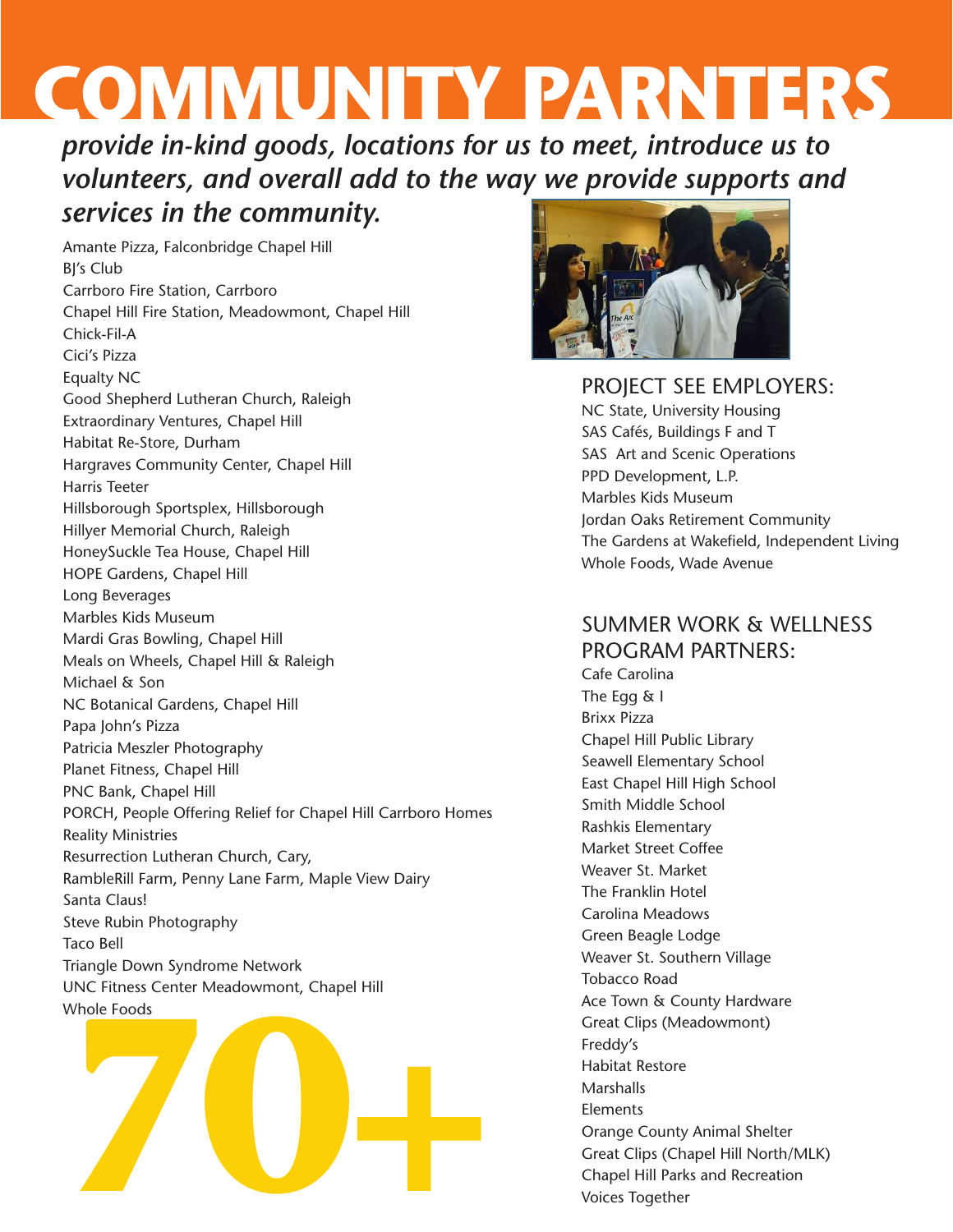# COMMUNITY PARNTERS

***provide in-kind goods, locations for us to meet, introduce us to volunteers, and overall add to the way we provide supports and services in the community.***

Amante Pizza, Falconbridge Chapel Hill
BJ's Club
Carrboro Fire Station, Carrboro
Chapel Hill Fire Station, Meadowmont, Chapel Hill
Chick-Fil-A
Cici's Pizza
Equalty NC
Good Shepherd Lutheran Church, Raleigh
Extraordinary Ventures, Chapel Hill
Habitat Re-Store, Durham
Hargraves Community Center, Chapel Hill
Harris Teeter
Hillsborough Sportsplex, Hillsborough
Hillyer Memorial Church, Raleigh
HoneySuckle Tea House, Chapel Hill
HOPE Gardens, Chapel Hill
Long Beverages
Marbles Kids Museum
Mardi Gras Bowling, Chapel Hill
Meals on Wheels, Chapel Hill & Raleigh
Michael & Son
NC Botanical Gardens, Chapel Hill
Papa John's Pizza
Patricia Meszler Photography
Planet Fitness, Chapel Hill
PNC Bank, Chapel Hill
PORCH, People Offering Relief for Chapel Hill Carrboro Homes
Reality Ministries
Resurrection Lutheran Church, Cary,
RambleRill Farm, Penny Lane Farm, Maple View Dairy
Santa Claus!
Steve Rubin Photography
Taco Bell
Triangle Down Syndrome Network
UNC Fitness Center Meadowmont, Chapel Hill
Whole Foods

**70+**

## PROJECT SEE EMPLOYERS:

NC State, University Housing
SAS Cafés, Buildings F and T
SAS Art and Scenic Operations
PPD Development, L.P.
Marbles Kids Museum
Jordan Oaks Retirement Community
The Gardens at Wakefield, Independent Living
Whole Foods, Wade Avenue

## SUMMER WORK & WELLNESS PROGRAM PARTNERS:

Cafe Carolina
The Egg & I
Brixx Pizza
Chapel Hill Public Library
Seawell Elementary School
East Chapel Hill High School
Smith Middle School
Rashkis Elementary
Market Street Coffee
Weaver St. Market
The Franklin Hotel
Carolina Meadows
Green Beagle Lodge
Weaver St. Southern Village
Tobacco Road
Ace Town & County Hardware
Great Clips (Meadowmont)
Freddy's
Habitat Restore
Marshalls
Elements
Orange County Animal Shelter
Great Clips (Chapel Hill North/MLK)
Chapel Hill Parks and Recreation
Voices Together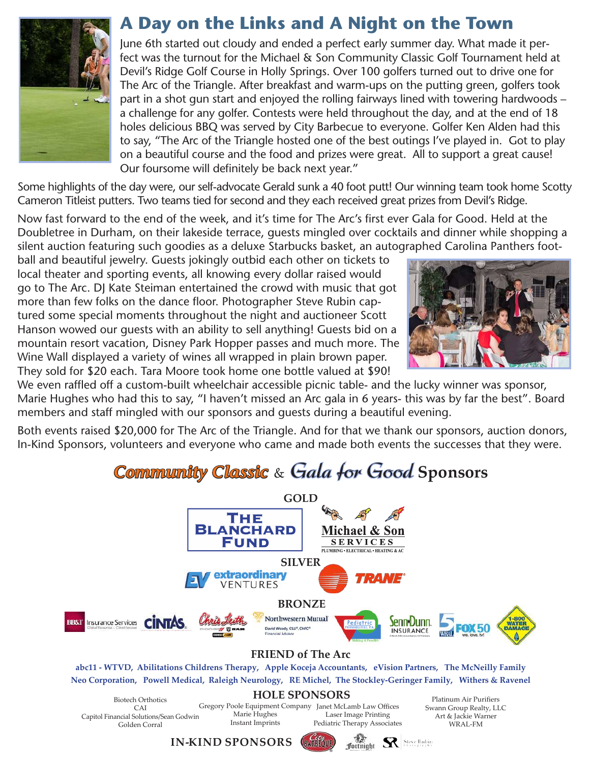# A Day on the Links and A Night on the Town

June 6th started out cloudy and ended a perfect early summer day. What made it perfect was the turnout for the Michael & Son Community Classic Golf Tournament held at Devil's Ridge Golf Course in Holly Springs. Over 100 golfers turned out to drive one for The Arc of the Triangle. After breakfast and warm-ups on the putting green, golfers took part in a shot gun start and enjoyed the rolling fairways lined with towering hardwoods – a challenge for any golfer. Contests were held throughout the day, and at the end of 18 holes delicious BBQ was served by City Barbecue to everyone. Golfer Ken Alden had this to say, "The Arc of the Triangle hosted one of the best outings I've played in. Got to play on a beautiful course and the food and prizes were great. All to support a great cause! Our foursome will definitely be back next year."

Some highlights of the day were, our self-advocate Gerald sunk a 40 foot putt! Our winning team took home Scotty Cameron Titleist putters. Two teams tied for second and they each received great prizes from Devil's Ridge.

Now fast forward to the end of the week, and it's time for The Arc's first ever Gala for Good. Held at the Doubletree in Durham, on their lakeside terrace, guests mingled over cocktails and dinner while shopping a silent auction featuring such goodies as a deluxe Starbucks basket, an autographed Carolina Panthers football and beautiful jewelry. Guests jokingly outbid each other on tickets to local theater and sporting events, all knowing every dollar raised would go to The Arc. DJ Kate Steiman entertained the crowd with music that got more than few folks on the dance floor. Photographer Steve Rubin captured some special moments throughout the night and auctioneer Scott Hanson wowed our guests with an ability to sell anything! Guests bid on a mountain resort vacation, Disney Park Hopper passes and much more. The Wine Wall displayed a variety of wines all wrapped in plain brown paper. They sold for $20 each. Tara Moore took home one bottle valued at $90! We even raffled off a custom-built wheelchair accessible picnic table- and the lucky winner was sponsor, Marie Hughes who had this to say, "I haven't missed an Arc gala in 6 years- this was by far the best". Board members and staff mingled with our sponsors and guests during a beautiful evening.

Both events raised $20,000 for The Arc of the Triangle. And for that we thank our sponsors, auction donors, In-Kind Sponsors, volunteers and everyone who came and made both events the successes that they were.

## *Community Classic* & *Gala for Good* Sponsors

### GOLD

The Blanchard Fund

Michael & Son Services — Plumbing • Electrical • Heating & AC

### SILVER

Extraordinary Ventures

Trane

### BRONZE

BB&T Insurance Services

Cintas

Chris Leith

Northwestern Mutual — David Woody, CLU®, ChFC®, Financial Advisor

Pediatric Possibilities, PA

Senn Dunn Insurance

WRAL 5 / FOX 50

1-800 Water Damage

### FRIEND of The Arc

abc11 - WTVD, Abilitations Childrens Therapy, Apple Koceja Accountants, eVision Partners, The McNeilly Family, Neo Corporation, Powell Medical, Raleigh Neurology, RE Michel, The Stockley-Geringer Family, Withers & Ravenel

### HOLE SPONSORS

Biotech Orthotics
CAI
Capitol Financial Solutions/Sean Godwin
Golden Corral
Gregory Poole Equipment Company
Marie Hughes
Instant Imprints
Janet McLamb Law Offices
Laser Image Printing
Pediatric Therapy Associates
Platinum Air Purifiers
Swann Group Realty, LLC
Art & Jackie Warner
WRAL-FM

### IN-KIND SPONSORS

City Barbeque, Fortnight, Steve Rubin Photography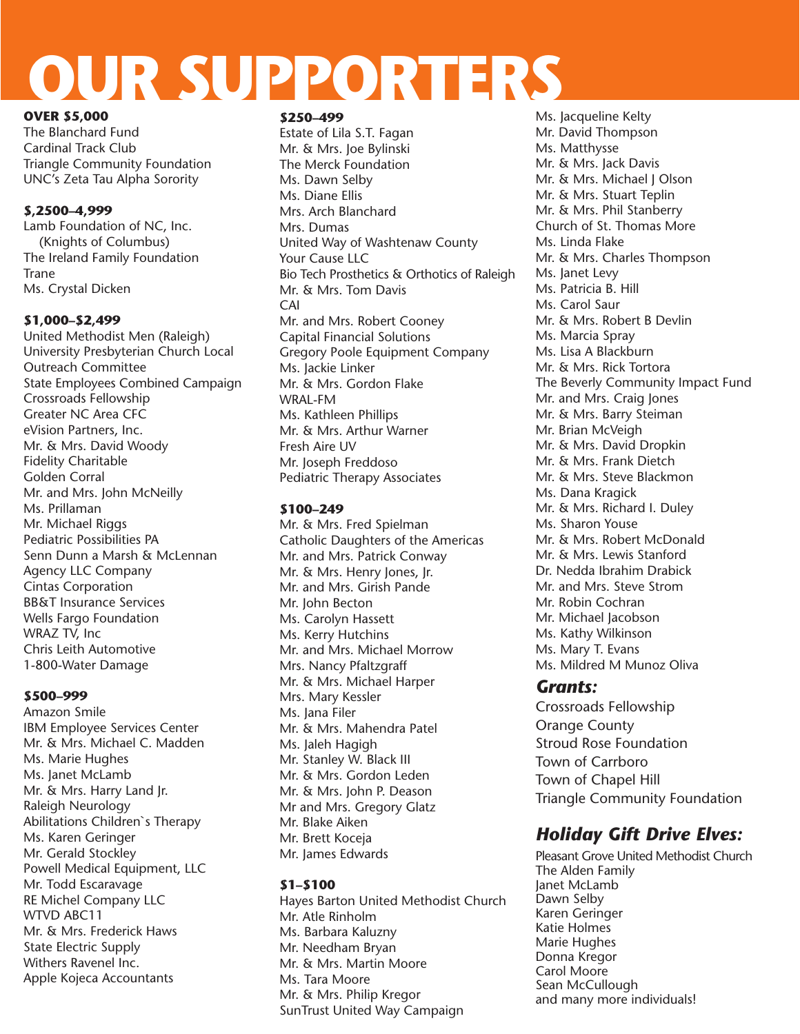# OUR SUPPORTERS

**OVER $5,000**

The Blanchard Fund
Cardinal Track Club
Triangle Community Foundation
UNC's Zeta Tau Alpha Sorority

**$,2500–4,999**

Lamb Foundation of NC, Inc. (Knights of Columbus)
The Ireland Family Foundation
Trane
Ms. Crystal Dicken

**$1,000–$2,499**

United Methodist Men (Raleigh)
University Presbyterian Church Local Outreach Committee
State Employees Combined Campaign
Crossroads Fellowship
Greater NC Area CFC
eVision Partners, Inc.
Mr. & Mrs. David Woody
Fidelity Charitable
Golden Corral
Mr. and Mrs. John McNeilly
Ms. Prillaman
Mr. Michael Riggs
Pediatric Possibilities PA
Senn Dunn a Marsh & McLennan Agency LLC Company
Cintas Corporation
BB&T Insurance Services
Wells Fargo Foundation
WRAZ TV, Inc
Chris Leith Automotive
1-800-Water Damage

**$500–999**

Amazon Smile
IBM Employee Services Center
Mr. & Mrs. Michael C. Madden
Ms. Marie Hughes
Ms. Janet McLamb
Mr. & Mrs. Harry Land Jr.
Raleigh Neurology
Abilitations Children`s Therapy
Ms. Karen Geringer
Mr. Gerald Stockley
Powell Medical Equipment, LLC
Mr. Todd Escaravage
RE Michel Company LLC
WTVD ABC11
Mr. & Mrs. Frederick Haws
State Electric Supply
Withers Ravenel Inc.
Apple Kojeca Accountants

**$250–499**

Estate of Lila S.T. Fagan
Mr. & Mrs. Joe Bylinski
The Merck Foundation
Ms. Dawn Selby
Ms. Diane Ellis
Mrs. Arch Blanchard
Mrs. Dumas
United Way of Washtenaw County
Your Cause LLC
Bio Tech Prosthetics & Orthotics of Raleigh
Mr. & Mrs. Tom Davis
CAI
Mr. and Mrs. Robert Cooney
Capital Financial Solutions
Gregory Poole Equipment Company
Ms. Jackie Linker
Mr. & Mrs. Gordon Flake
WRAL-FM
Ms. Kathleen Phillips
Mr. & Mrs. Arthur Warner
Fresh Aire UV
Mr. Joseph Freddoso
Pediatric Therapy Associates

**$100–249**

Mr. & Mrs. Fred Spielman
Catholic Daughters of the Americas
Mr. and Mrs. Patrick Conway
Mr. & Mrs. Henry Jones, Jr.
Mr. and Mrs. Girish Pande
Mr. John Becton
Ms. Carolyn Hassett
Ms. Kerry Hutchins
Mr. and Mrs. Michael Morrow
Mrs. Nancy Pfaltzgraff
Mr. & Mrs. Michael Harper
Mrs. Mary Kessler
Ms. Jana Filer
Mr. & Mrs. Mahendra Patel
Ms. Jaleh Hagigh
Mr. Stanley W. Black III
Mr. & Mrs. Gordon Leden
Mr. & Mrs. John P. Deason
Mr and Mrs. Gregory Glatz
Mr. Blake Aiken
Mr. Brett Koceja
Mr. James Edwards

**$1–$100**

Hayes Barton United Methodist Church
Mr. Atle Rinholm
Ms. Barbara Kaluzny
Mr. Needham Bryan
Mr. & Mrs. Martin Moore
Ms. Tara Moore
Mr. & Mrs. Philip Kregor
SunTrust United Way Campaign
Ms. Jacqueline Kelty
Mr. David Thompson
Ms. Matthysse
Mr. & Mrs. Jack Davis
Mr. & Mrs. Michael J Olson
Mr. & Mrs. Stuart Teplin
Mr. & Mrs. Phil Stanberry
Church of St. Thomas More
Ms. Linda Flake
Mr. & Mrs. Charles Thompson
Ms. Janet Levy
Ms. Patricia B. Hill
Ms. Carol Saur
Mr. & Mrs. Robert B Devlin
Ms. Marcia Spray
Ms. Lisa A Blackburn
Mr. & Mrs. Rick Tortora
The Beverly Community Impact Fund
Mr. and Mrs. Craig Jones
Mr. & Mrs. Barry Steiman
Mr. Brian McVeigh
Mr. & Mrs. David Dropkin
Mr. & Mrs. Frank Dietch
Mr. & Mrs. Steve Blackmon
Ms. Dana Kragick
Mr. & Mrs. Richard I. Duley
Ms. Sharon Youse
Mr. & Mrs. Robert McDonald
Mr. & Mrs. Lewis Stanford
Dr. Nedda Ibrahim Drabick
Mr. and Mrs. Steve Strom
Mr. Robin Cochran
Mr. Michael Jacobson
Ms. Kathy Wilkinson
Ms. Mary T. Evans
Ms. Mildred M Munoz Oliva

## *Grants:*

Crossroads Fellowship
Orange County
Stroud Rose Foundation
Town of Carrboro
Town of Chapel Hill
Triangle Community Foundation

## *Holiday Gift Drive Elves:*

Pleasant Grove United Methodist Church
The Alden Family
Janet McLamb
Dawn Selby
Karen Geringer
Katie Holmes
Marie Hughes
Donna Kregor
Carol Moore
Sean McCullough
and many more individuals!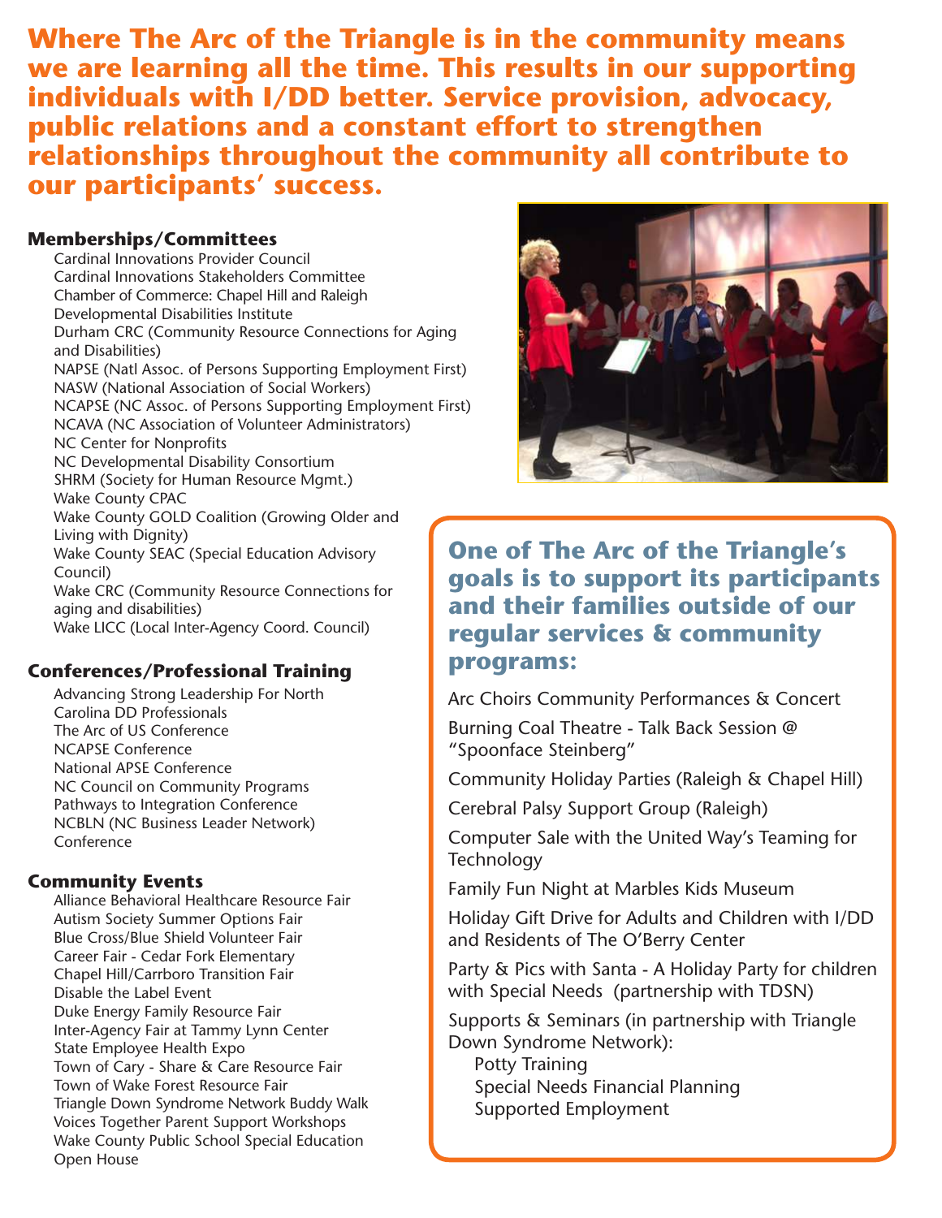# Where The Arc of the Triangle is in the community means we are learning all the time. This results in our supporting individuals with I/DD better. Service provision, advocacy, public relations and a constant effort to strengthen relationships throughout the community all contribute to our participants' success.

### Memberships/Committees

- Cardinal Innovations Provider Council
- Cardinal Innovations Stakeholders Committee
- Chamber of Commerce: Chapel Hill and Raleigh
- Developmental Disabilities Institute
- Durham CRC (Community Resource Connections for Aging and Disabilities)
- NAPSE (Natl Assoc. of Persons Supporting Employment First)
- NASW (National Association of Social Workers)
- NCAPSE (NC Assoc. of Persons Supporting Employment First)
- NCAVA (NC Association of Volunteer Administrators)
- NC Center for Nonprofits
- NC Developmental Disability Consortium
- SHRM (Society for Human Resource Mgmt.)
- Wake County CPAC
- Wake County GOLD Coalition (Growing Older and Living with Dignity)
- Wake County SEAC (Special Education Advisory Council)
- Wake CRC (Community Resource Connections for aging and disabilities)
- Wake LICC (Local Inter-Agency Coord. Council)

### Conferences/Professional Training

- Advancing Strong Leadership For North Carolina DD Professionals
- The Arc of US Conference
- NCAPSE Conference
- National APSE Conference
- NC Council on Community Programs
- Pathways to Integration Conference
- NCBLN (NC Business Leader Network) Conference

### Community Events

- Alliance Behavioral Healthcare Resource Fair
- Autism Society Summer Options Fair
- Blue Cross/Blue Shield Volunteer Fair
- Career Fair - Cedar Fork Elementary
- Chapel Hill/Carrboro Transition Fair
- Disable the Label Event
- Duke Energy Family Resource Fair
- Inter-Agency Fair at Tammy Lynn Center
- State Employee Health Expo
- Town of Cary - Share & Care Resource Fair
- Town of Wake Forest Resource Fair
- Triangle Down Syndrome Network Buddy Walk
- Voices Together Parent Support Workshops
- Wake County Public School Special Education Open House

## One of The Arc of the Triangle's goals is to support its participants and their families outside of our regular services & community programs:

- Arc Choirs Community Performances & Concert
- Burning Coal Theatre - Talk Back Session @ "Spoonface Steinberg"
- Community Holiday Parties (Raleigh & Chapel Hill)
- Cerebral Palsy Support Group (Raleigh)
- Computer Sale with the United Way's Teaming for Technology
- Family Fun Night at Marbles Kids Museum
- Holiday Gift Drive for Adults and Children with I/DD and Residents of The O'Berry Center
- Party & Pics with Santa - A Holiday Party for children with Special Needs (partnership with TDSN)
- Supports & Seminars (in partnership with Triangle Down Syndrome Network):
  - Potty Training
  - Special Needs Financial Planning
  - Supported Employment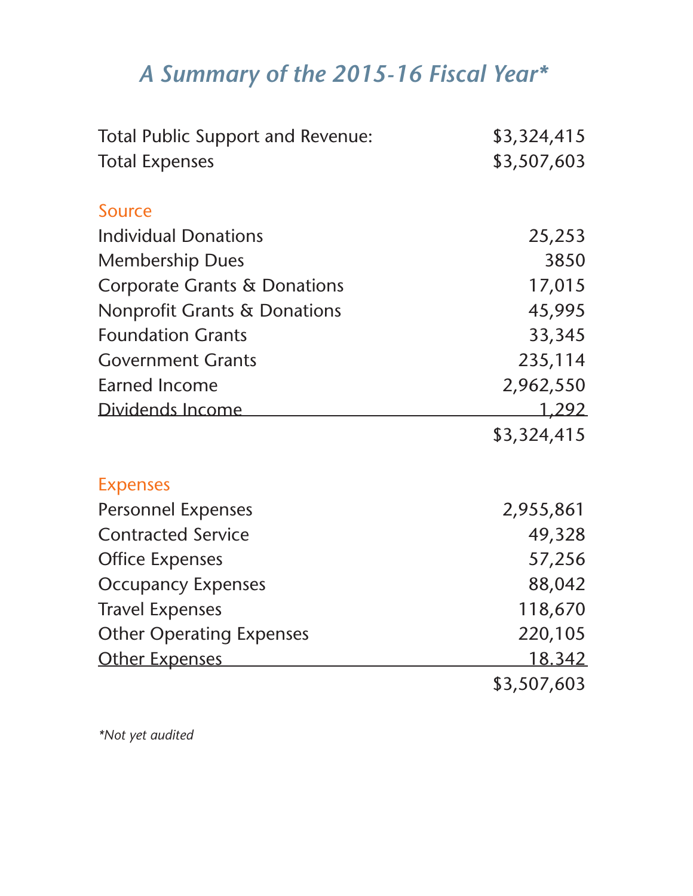# *A Summary of the 2015-16 Fiscal Year**

| | |
|---|---|
| Total Public Support and Revenue: | $3,324,415 |
| Total Expenses | $3,507,603 |

| Source | |
|---|---|
| Individual Donations | 25,253 |
| Membership Dues | 3850 |
| Corporate Grants & Donations | 17,015 |
| Nonprofit Grants & Donations | 45,995 |
| Foundation Grants | 33,345 |
| Government Grants | 235,114 |
| Earned Income | 2,962,550 |
| Dividends Income | 1,292 |
| | $3,324,415 |

| Expenses | |
|---|---|
| Personnel Expenses | 2,955,861 |
| Contracted Service | 49,328 |
| Office Expenses | 57,256 |
| Occupancy Expenses | 88,042 |
| Travel Expenses | 118,670 |
| Other Operating Expenses | 220,105 |
| Other Expenses | 18.342 |
| | $3,507,603 |

**Not yet audited*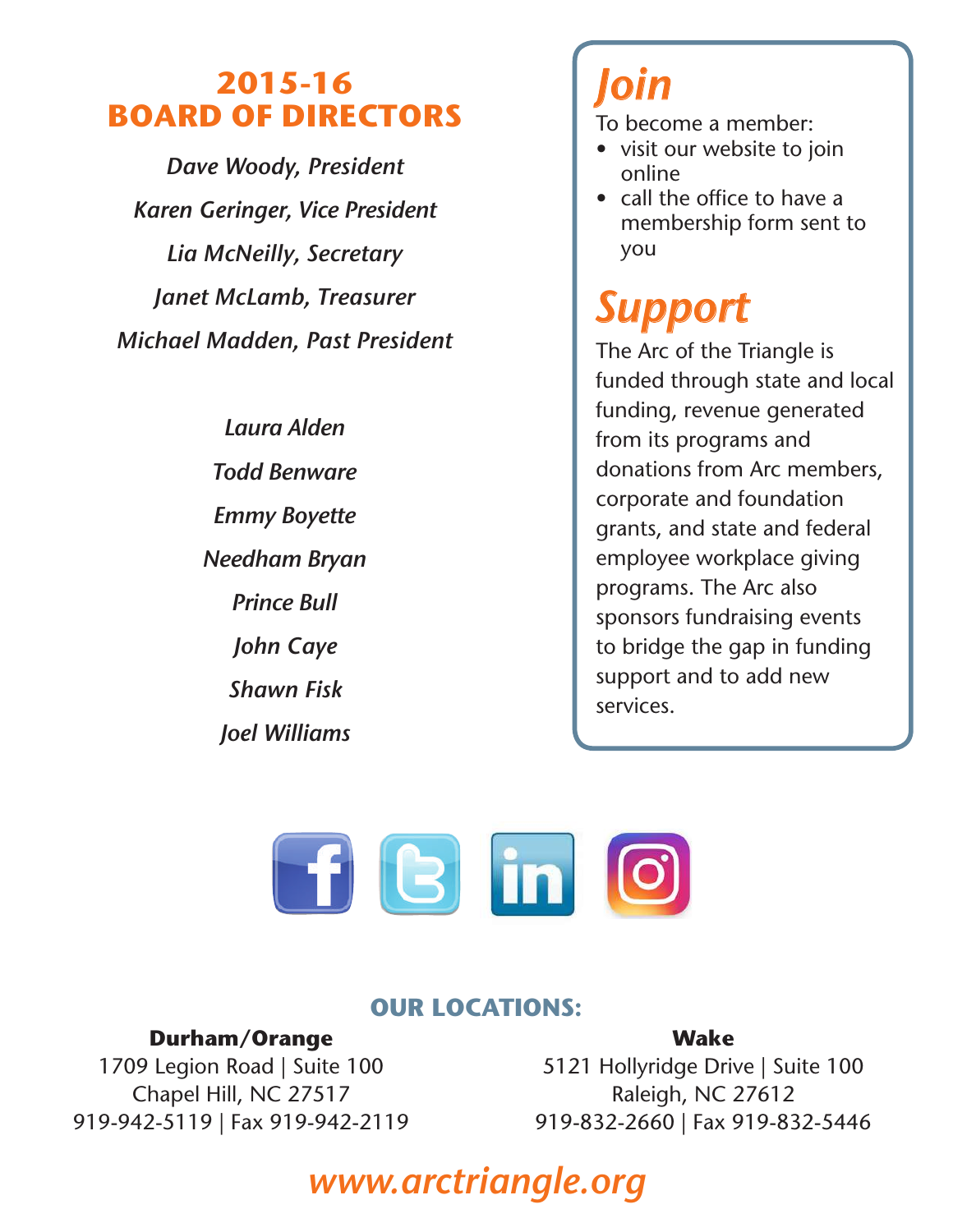## 2015-16 BOARD OF DIRECTORS

*Dave Woody, President*

*Karen Geringer, Vice President*

*Lia McNeilly, Secretary*

*Janet McLamb, Treasurer*

*Michael Madden, Past President*

*Laura Alden*

*Todd Benware*

*Emmy Boyette*

*Needham Bryan*

*Prince Bull*

*John Caye*

*Shawn Fisk*

*Joel Williams*

## *Join*

To become a member:

- visit our website to join online
- call the office to have a membership form sent to you

## *Support*

The Arc of the Triangle is funded through state and local funding, revenue generated from its programs and donations from Arc members, corporate and foundation grants, and state and federal employee workplace giving programs. The Arc also sponsors fundraising events to bridge the gap in funding support and to add new services.

## OUR LOCATIONS:

**Durham/Orange**
1709 Legion Road | Suite 100
Chapel Hill, NC 27517
919-942-5119 | Fax 919-942-2119

**Wake**
5121 Hollyridge Drive | Suite 100
Raleigh, NC 27612
919-832-2660 | Fax 919-832-5446

*www.arctriangle.org*